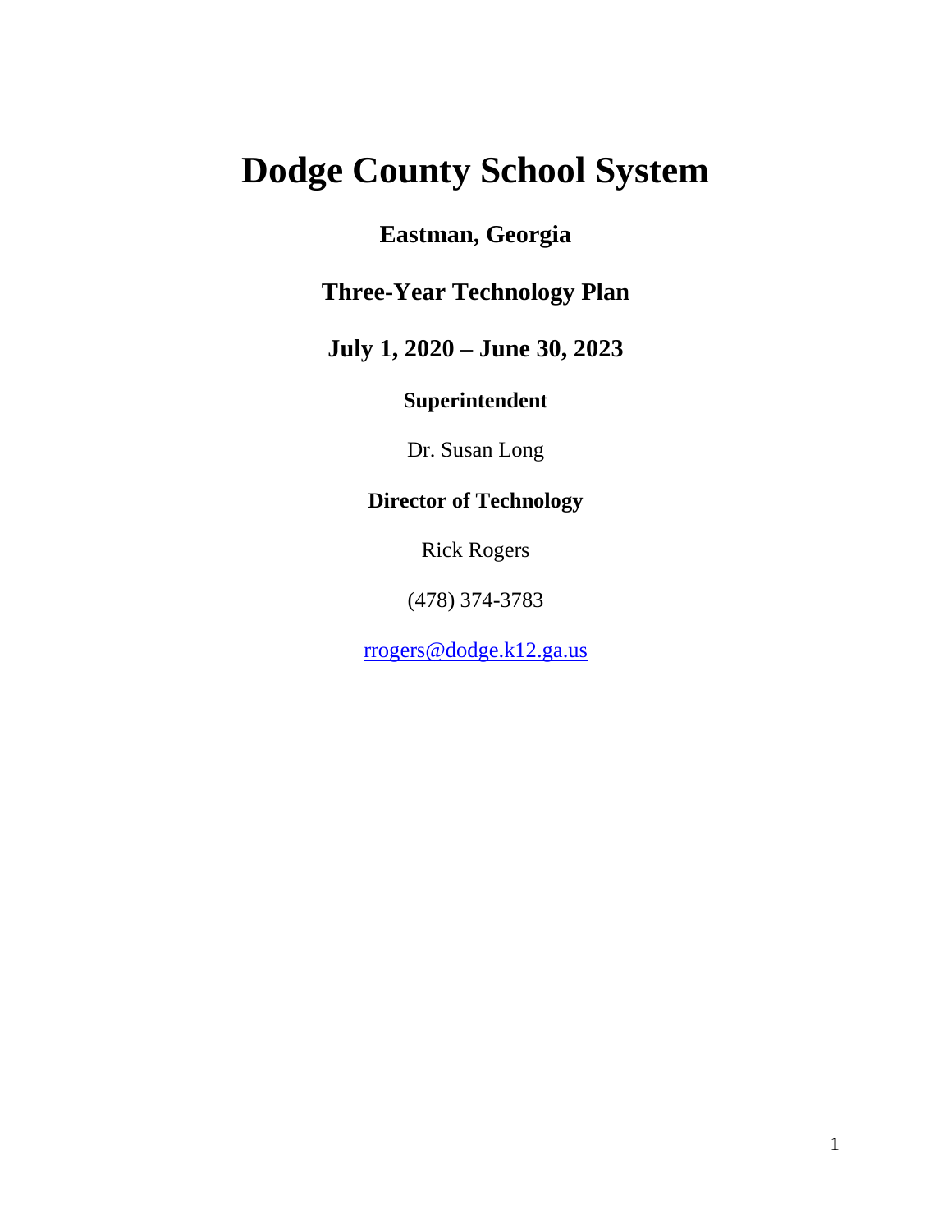# Dodge County School System

## Eastman, Georgia

## Three-Year Technology Plan

## July 1, 2020 – June 30, 2023

**Superintendent**

Dr. Susan Long

**Director of Technology**

Rick Rogers

(478) 374-3783

rrogers@dodge.k12.ga.us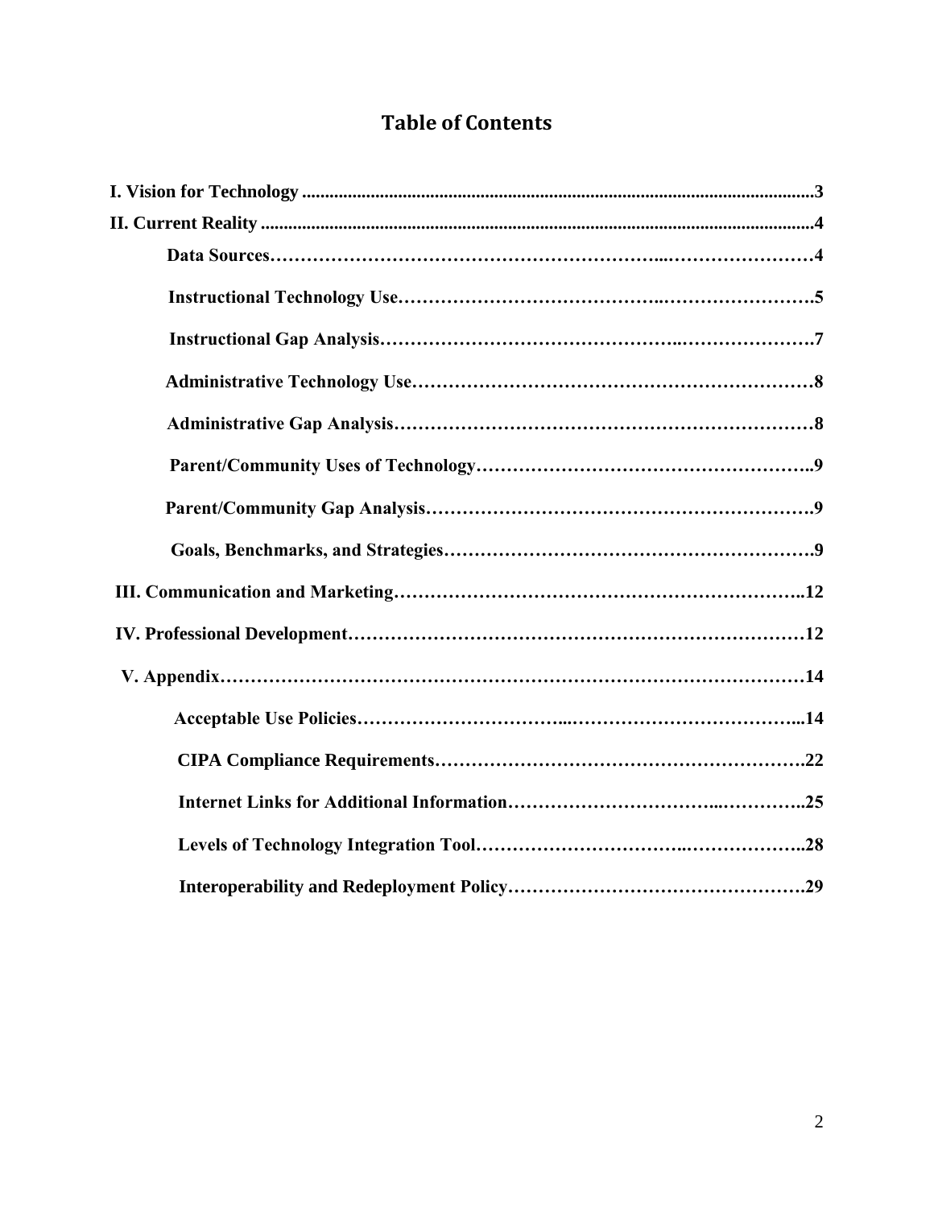# Table of Contents

**I. Vision for Technology** ..........3

**II. Current Reality** ..........4

- **Data Sources** ..........4
- **Instructional Technology Use** ..........5
- **Instructional Gap Analysis** ..........7
- **Administrative Technology Use** ..........8
- **Administrative Gap Analysis** ..........8
- **Parent/Community Uses of Technology** ..........9
- **Parent/Community Gap Analysis** ..........9
- **Goals, Benchmarks, and Strategies** ..........9

**III. Communication and Marketing** ..........12

**IV. Professional Development** ..........12

**V. Appendix** ..........14

- **Acceptable Use Policies** ..........14
- **CIPA Compliance Requirements** ..........22
- **Internet Links for Additional Information** ..........25
- **Levels of Technology Integration Tool** ..........28
- **Interoperability and Redeployment Policy** ..........29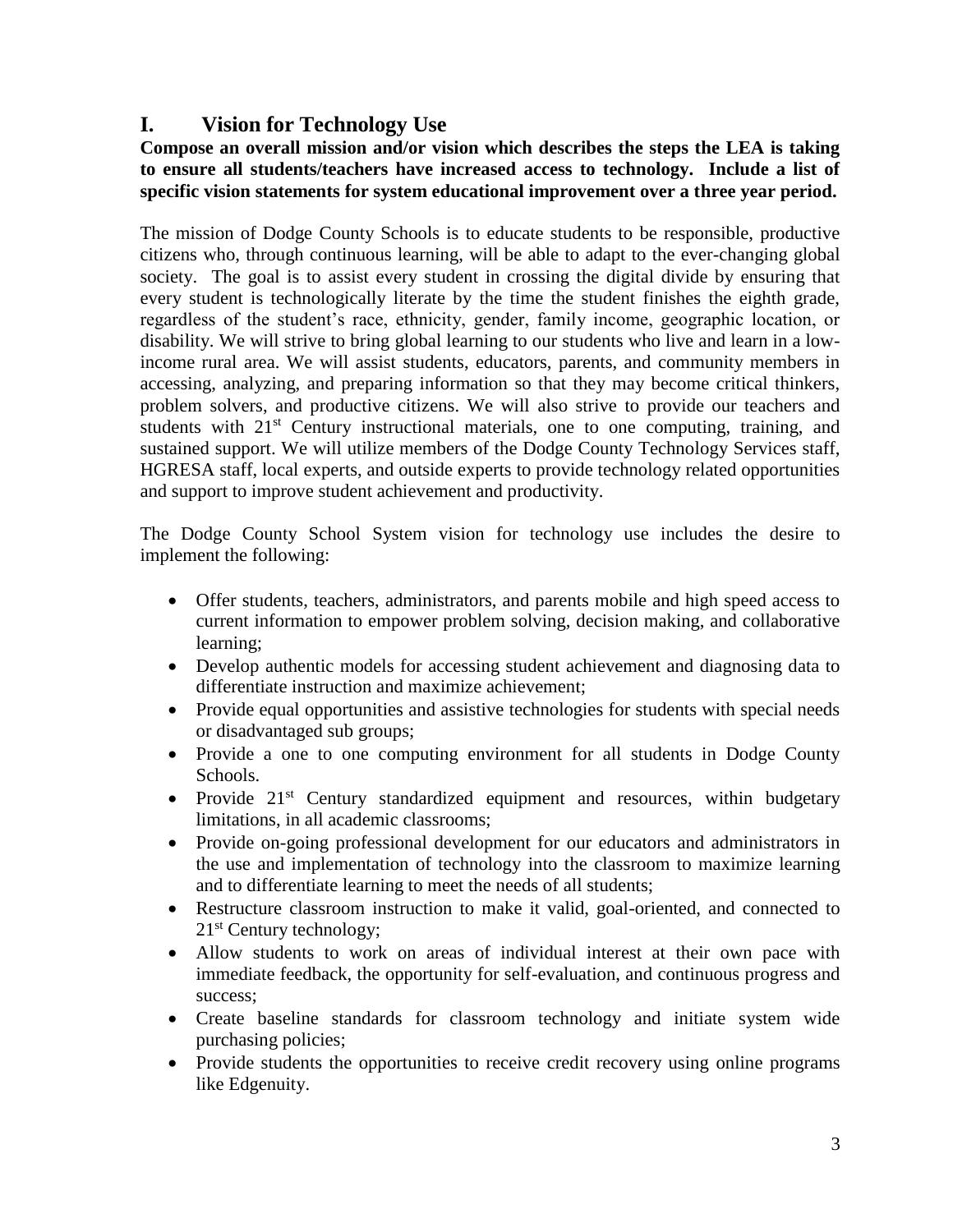## I. Vision for Technology Use

**Compose an overall mission and/or vision which describes the steps the LEA is taking to ensure all students/teachers have increased access to technology. Include a list of specific vision statements for system educational improvement over a three year period.**

The mission of Dodge County Schools is to educate students to be responsible, productive citizens who, through continuous learning, will be able to adapt to the ever-changing global society. The goal is to assist every student in crossing the digital divide by ensuring that every student is technologically literate by the time the student finishes the eighth grade, regardless of the student's race, ethnicity, gender, family income, geographic location, or disability. We will strive to bring global learning to our students who live and learn in a low-income rural area. We will assist students, educators, parents, and community members in accessing, analyzing, and preparing information so that they may become critical thinkers, problem solvers, and productive citizens. We will also strive to provide our teachers and students with 21st Century instructional materials, one to one computing, training, and sustained support. We will utilize members of the Dodge County Technology Services staff, HGRESA staff, local experts, and outside experts to provide technology related opportunities and support to improve student achievement and productivity.

The Dodge County School System vision for technology use includes the desire to implement the following:

- Offer students, teachers, administrators, and parents mobile and high speed access to current information to empower problem solving, decision making, and collaborative learning;
- Develop authentic models for accessing student achievement and diagnosing data to differentiate instruction and maximize achievement;
- Provide equal opportunities and assistive technologies for students with special needs or disadvantaged sub groups;
- Provide a one to one computing environment for all students in Dodge County Schools.
- Provide 21st Century standardized equipment and resources, within budgetary limitations, in all academic classrooms;
- Provide on-going professional development for our educators and administrators in the use and implementation of technology into the classroom to maximize learning and to differentiate learning to meet the needs of all students;
- Restructure classroom instruction to make it valid, goal-oriented, and connected to 21st Century technology;
- Allow students to work on areas of individual interest at their own pace with immediate feedback, the opportunity for self-evaluation, and continuous progress and success;
- Create baseline standards for classroom technology and initiate system wide purchasing policies;
- Provide students the opportunities to receive credit recovery using online programs like Edgenuity.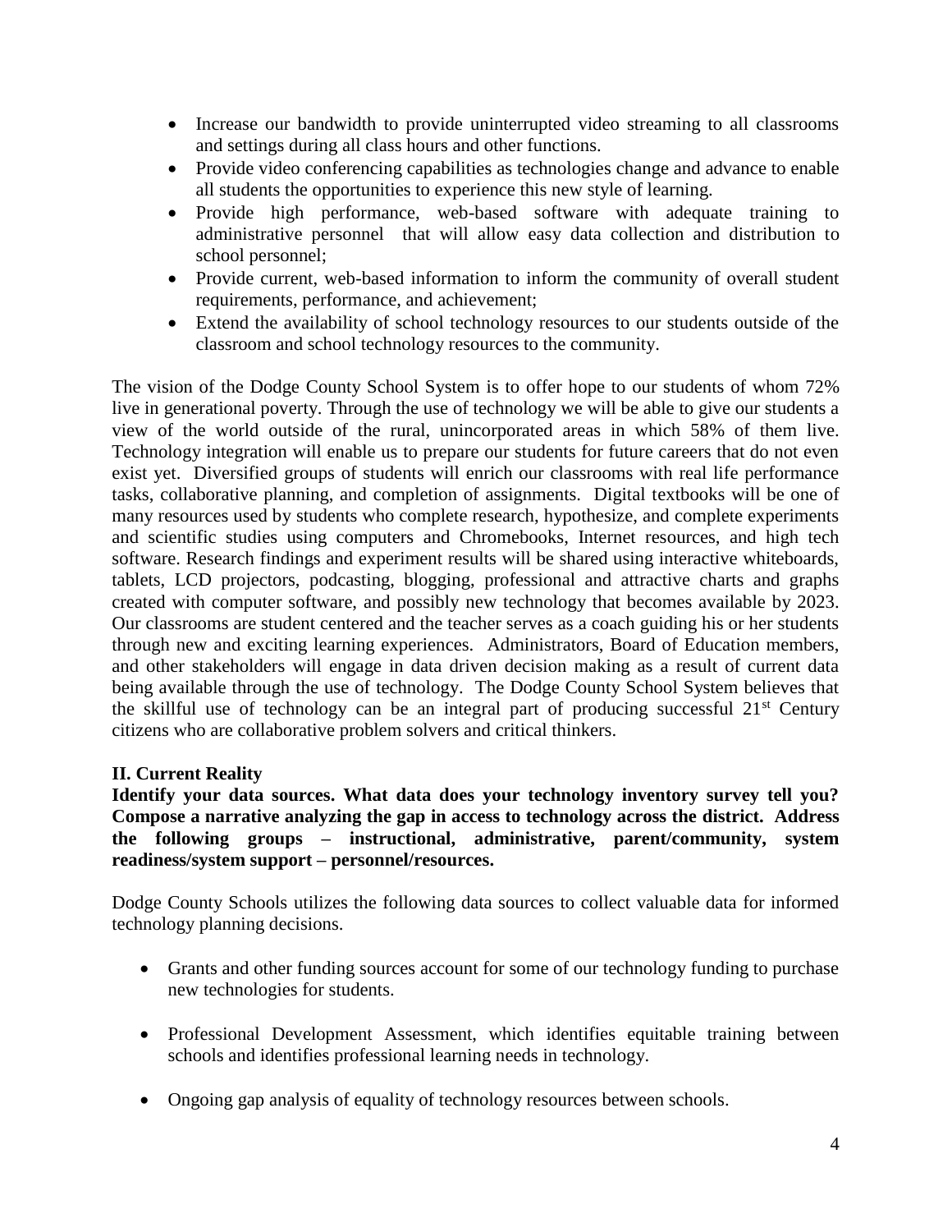- Increase our bandwidth to provide uninterrupted video streaming to all classrooms and settings during all class hours and other functions.
- Provide video conferencing capabilities as technologies change and advance to enable all students the opportunities to experience this new style of learning.
- Provide high performance, web-based software with adequate training to administrative personnel that will allow easy data collection and distribution to school personnel;
- Provide current, web-based information to inform the community of overall student requirements, performance, and achievement;
- Extend the availability of school technology resources to our students outside of the classroom and school technology resources to the community.

The vision of the Dodge County School System is to offer hope to our students of whom 72% live in generational poverty. Through the use of technology we will be able to give our students a view of the world outside of the rural, unincorporated areas in which 58% of them live. Technology integration will enable us to prepare our students for future careers that do not even exist yet. Diversified groups of students will enrich our classrooms with real life performance tasks, collaborative planning, and completion of assignments. Digital textbooks will be one of many resources used by students who complete research, hypothesize, and complete experiments and scientific studies using computers and Chromebooks, Internet resources, and high tech software. Research findings and experiment results will be shared using interactive whiteboards, tablets, LCD projectors, podcasting, blogging, professional and attractive charts and graphs created with computer software, and possibly new technology that becomes available by 2023. Our classrooms are student centered and the teacher serves as a coach guiding his or her students through new and exciting learning experiences. Administrators, Board of Education members, and other stakeholders will engage in data driven decision making as a result of current data being available through the use of technology. The Dodge County School System believes that the skillful use of technology can be an integral part of producing successful 21st Century citizens who are collaborative problem solvers and critical thinkers.

## II. Current Reality

**Identify your data sources. What data does your technology inventory survey tell you? Compose a narrative analyzing the gap in access to technology across the district. Address the following groups – instructional, administrative, parent/community, system readiness/system support – personnel/resources.**

Dodge County Schools utilizes the following data sources to collect valuable data for informed technology planning decisions.

- Grants and other funding sources account for some of our technology funding to purchase new technologies for students.
- Professional Development Assessment, which identifies equitable training between schools and identifies professional learning needs in technology.
- Ongoing gap analysis of equality of technology resources between schools.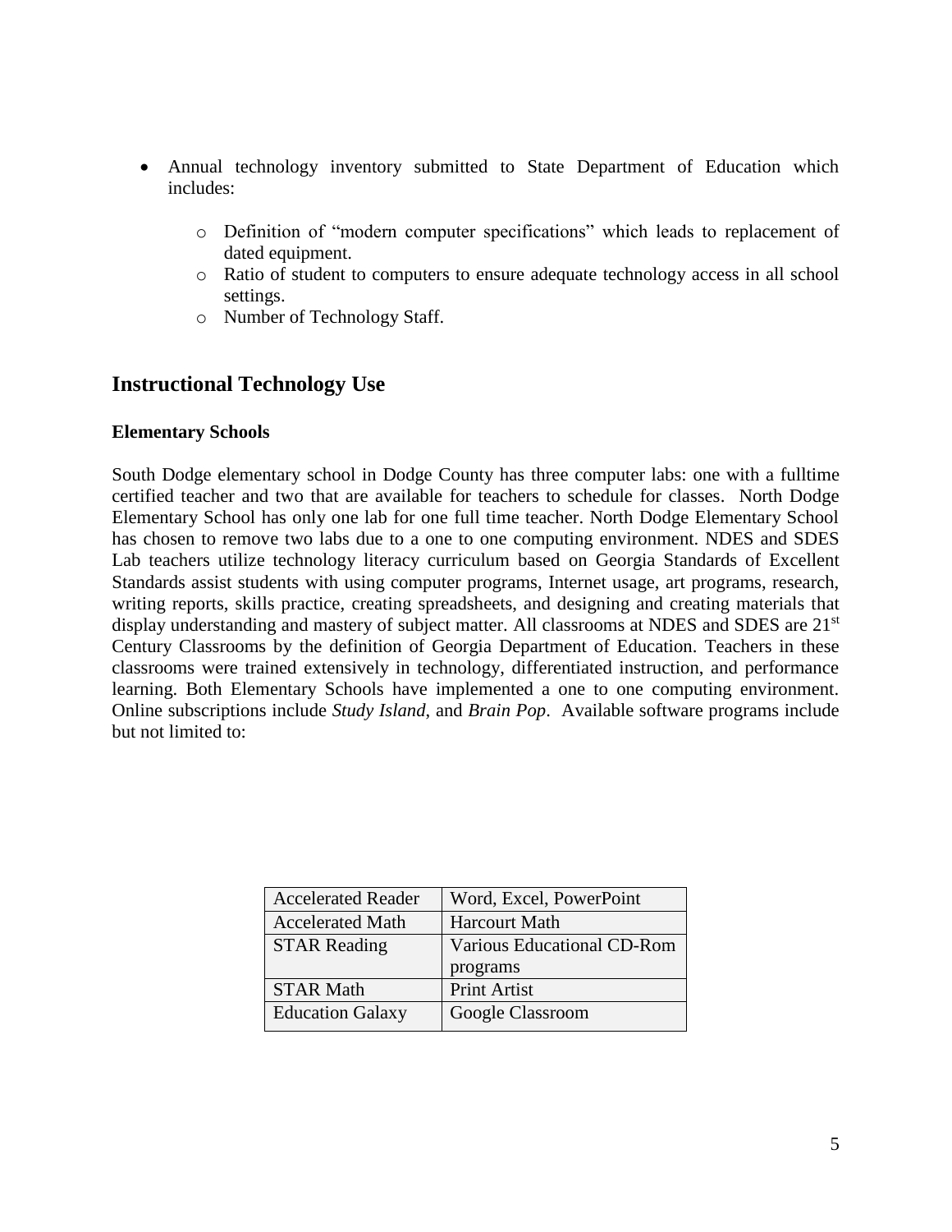- Annual technology inventory submitted to State Department of Education which includes:
  - Definition of "modern computer specifications" which leads to replacement of dated equipment.
  - Ratio of student to computers to ensure adequate technology access in all school settings.
  - Number of Technology Staff.

## Instructional Technology Use

### Elementary Schools

South Dodge elementary school in Dodge County has three computer labs: one with a fulltime certified teacher and two that are available for teachers to schedule for classes. North Dodge Elementary School has only one lab for one full time teacher. North Dodge Elementary School has chosen to remove two labs due to a one to one computing environment. NDES and SDES Lab teachers utilize technology literacy curriculum based on Georgia Standards of Excellent Standards assist students with using computer programs, Internet usage, art programs, research, writing reports, skills practice, creating spreadsheets, and designing and creating materials that display understanding and mastery of subject matter. All classrooms at NDES and SDES are 21st Century Classrooms by the definition of Georgia Department of Education. Teachers in these classrooms were trained extensively in technology, differentiated instruction, and performance learning. Both Elementary Schools have implemented a one to one computing environment. Online subscriptions include *Study Island*, and *Brain Pop*. Available software programs include but not limited to:

| Accelerated Reader | Word, Excel, PowerPoint |
|---|---|
| Accelerated Math | Harcourt Math |
| STAR Reading | Various Educational CD-Rom programs |
| STAR Math | Print Artist |
| Education Galaxy | Google Classroom |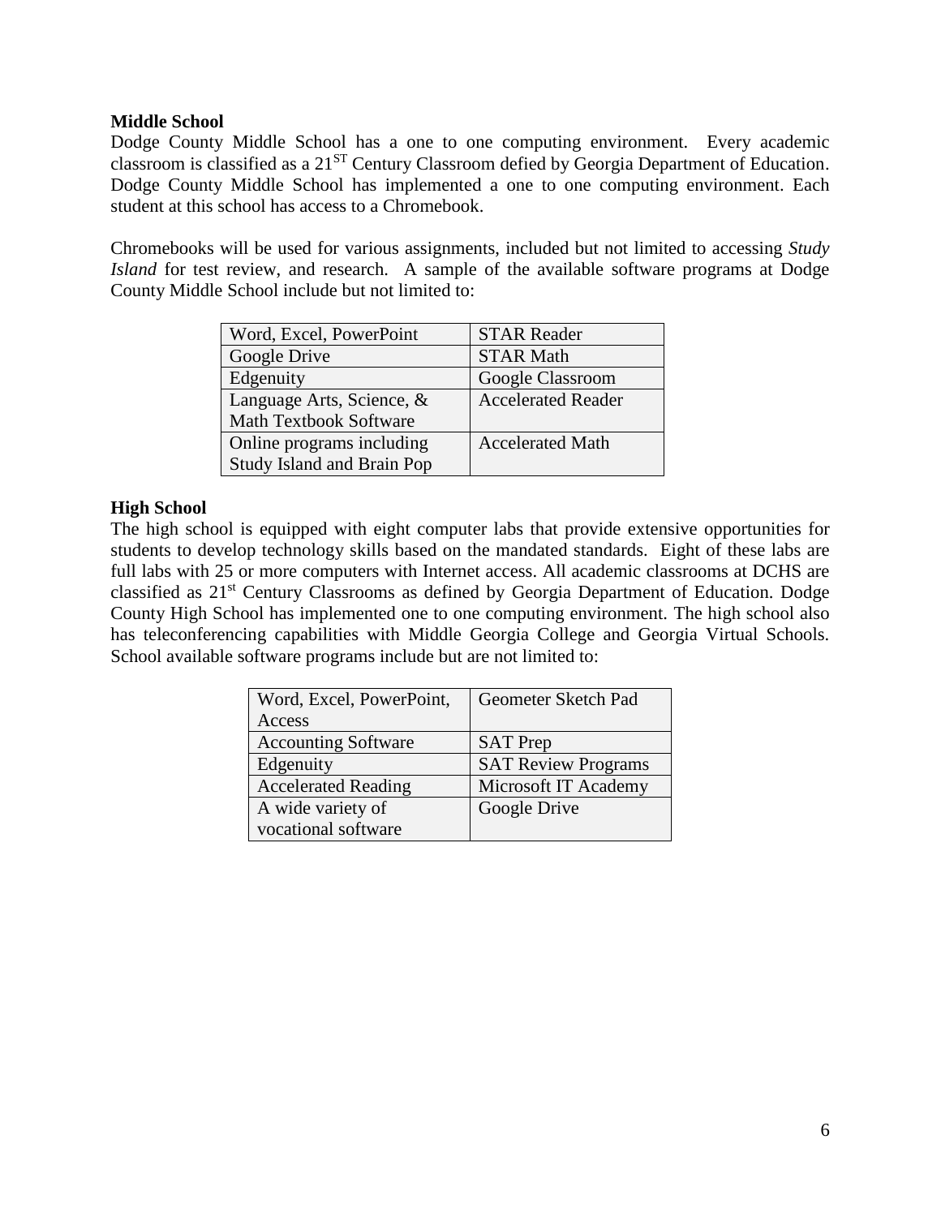**Middle School**

Dodge County Middle School has a one to one computing environment. Every academic classroom is classified as a 21[ST] Century Classroom defied by Georgia Department of Education. Dodge County Middle School has implemented a one to one computing environment. Each student at this school has access to a Chromebook.

Chromebooks will be used for various assignments, included but not limited to accessing *Study Island* for test review, and research. A sample of the available software programs at Dodge County Middle School include but not limited to:

| | |
|---|---|
| Word, Excel, PowerPoint | STAR Reader |
| Google Drive | STAR Math |
| Edgenuity | Google Classroom |
| Language Arts, Science, & Math Textbook Software | Accelerated Reader |
| Online programs including Study Island and Brain Pop | Accelerated Math |

**High School**

The high school is equipped with eight computer labs that provide extensive opportunities for students to develop technology skills based on the mandated standards. Eight of these labs are full labs with 25 or more computers with Internet access. All academic classrooms at DCHS are classified as 21[st] Century Classrooms as defined by Georgia Department of Education. Dodge County High School has implemented one to one computing environment. The high school also has teleconferencing capabilities with Middle Georgia College and Georgia Virtual Schools. School available software programs include but are not limited to:

| | |
|---|---|
| Word, Excel, PowerPoint, Access | Geometer Sketch Pad |
| Accounting Software | SAT Prep |
| Edgenuity | SAT Review Programs |
| Accelerated Reading | Microsoft IT Academy |
| A wide variety of vocational software | Google Drive |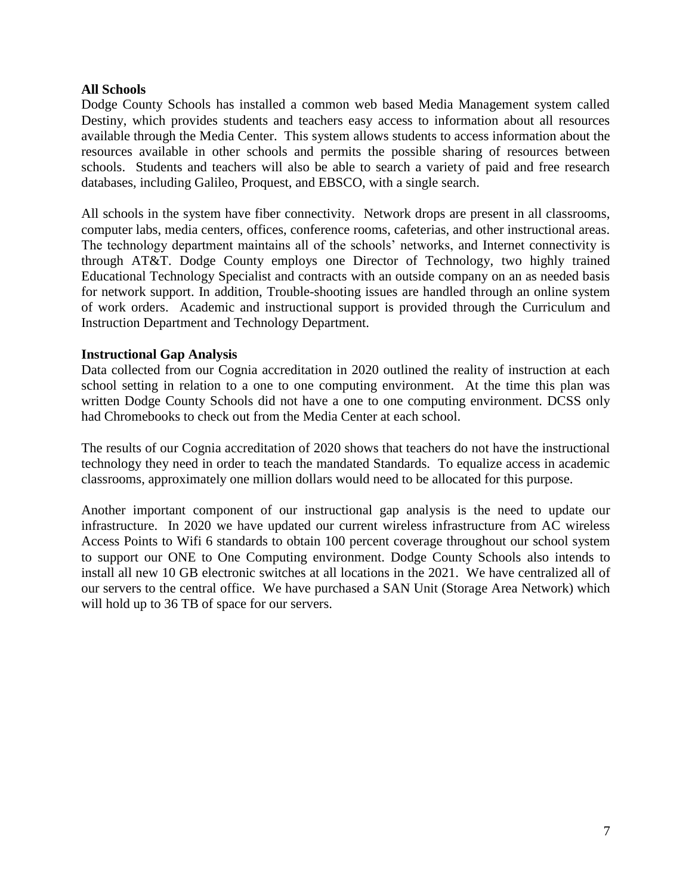**All Schools**

Dodge County Schools has installed a common web based Media Management system called Destiny, which provides students and teachers easy access to information about all resources available through the Media Center. This system allows students to access information about the resources available in other schools and permits the possible sharing of resources between schools. Students and teachers will also be able to search a variety of paid and free research databases, including Galileo, Proquest, and EBSCO, with a single search.

All schools in the system have fiber connectivity. Network drops are present in all classrooms, computer labs, media centers, offices, conference rooms, cafeterias, and other instructional areas. The technology department maintains all of the schools' networks, and Internet connectivity is through AT&T. Dodge County employs one Director of Technology, two highly trained Educational Technology Specialist and contracts with an outside company on an as needed basis for network support. In addition, Trouble-shooting issues are handled through an online system of work orders. Academic and instructional support is provided through the Curriculum and Instruction Department and Technology Department.

**Instructional Gap Analysis**

Data collected from our Cognia accreditation in 2020 outlined the reality of instruction at each school setting in relation to a one to one computing environment. At the time this plan was written Dodge County Schools did not have a one to one computing environment. DCSS only had Chromebooks to check out from the Media Center at each school.

The results of our Cognia accreditation of 2020 shows that teachers do not have the instructional technology they need in order to teach the mandated Standards. To equalize access in academic classrooms, approximately one million dollars would need to be allocated for this purpose.

Another important component of our instructional gap analysis is the need to update our infrastructure. In 2020 we have updated our current wireless infrastructure from AC wireless Access Points to Wifi 6 standards to obtain 100 percent coverage throughout our school system to support our ONE to One Computing environment. Dodge County Schools also intends to install all new 10 GB electronic switches at all locations in the 2021. We have centralized all of our servers to the central office. We have purchased a SAN Unit (Storage Area Network) which will hold up to 36 TB of space for our servers.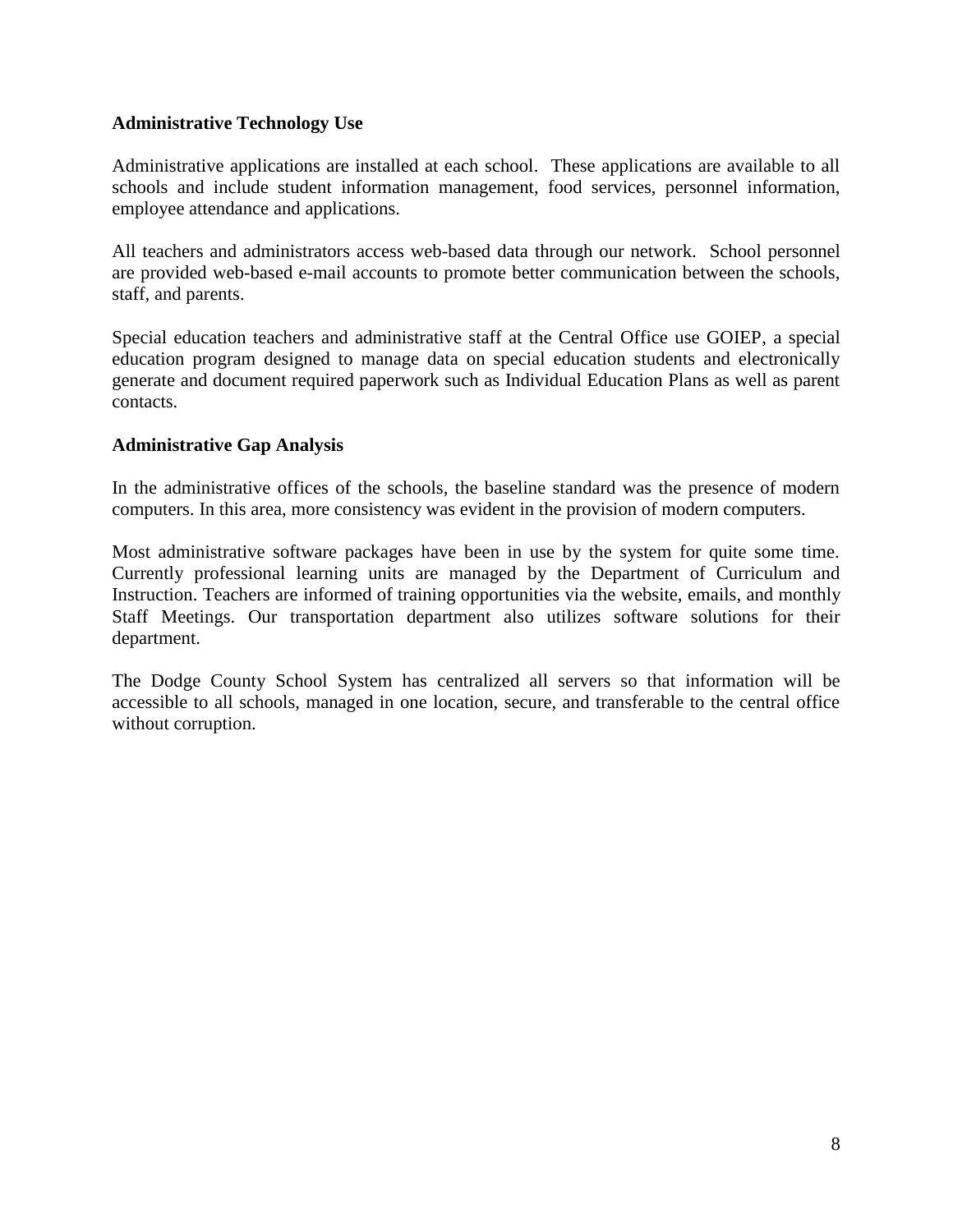**Administrative Technology Use**

Administrative applications are installed at each school. These applications are available to all schools and include student information management, food services, personnel information, employee attendance and applications.

All teachers and administrators access web-based data through our network. School personnel are provided web-based e-mail accounts to promote better communication between the schools, staff, and parents.

Special education teachers and administrative staff at the Central Office use GOIEP, a special education program designed to manage data on special education students and electronically generate and document required paperwork such as Individual Education Plans as well as parent contacts.

**Administrative Gap Analysis**

In the administrative offices of the schools, the baseline standard was the presence of modern computers. In this area, more consistency was evident in the provision of modern computers.

Most administrative software packages have been in use by the system for quite some time. Currently professional learning units are managed by the Department of Curriculum and Instruction. Teachers are informed of training opportunities via the website, emails, and monthly Staff Meetings. Our transportation department also utilizes software solutions for their department.

The Dodge County School System has centralized all servers so that information will be accessible to all schools, managed in one location, secure, and transferable to the central office without corruption.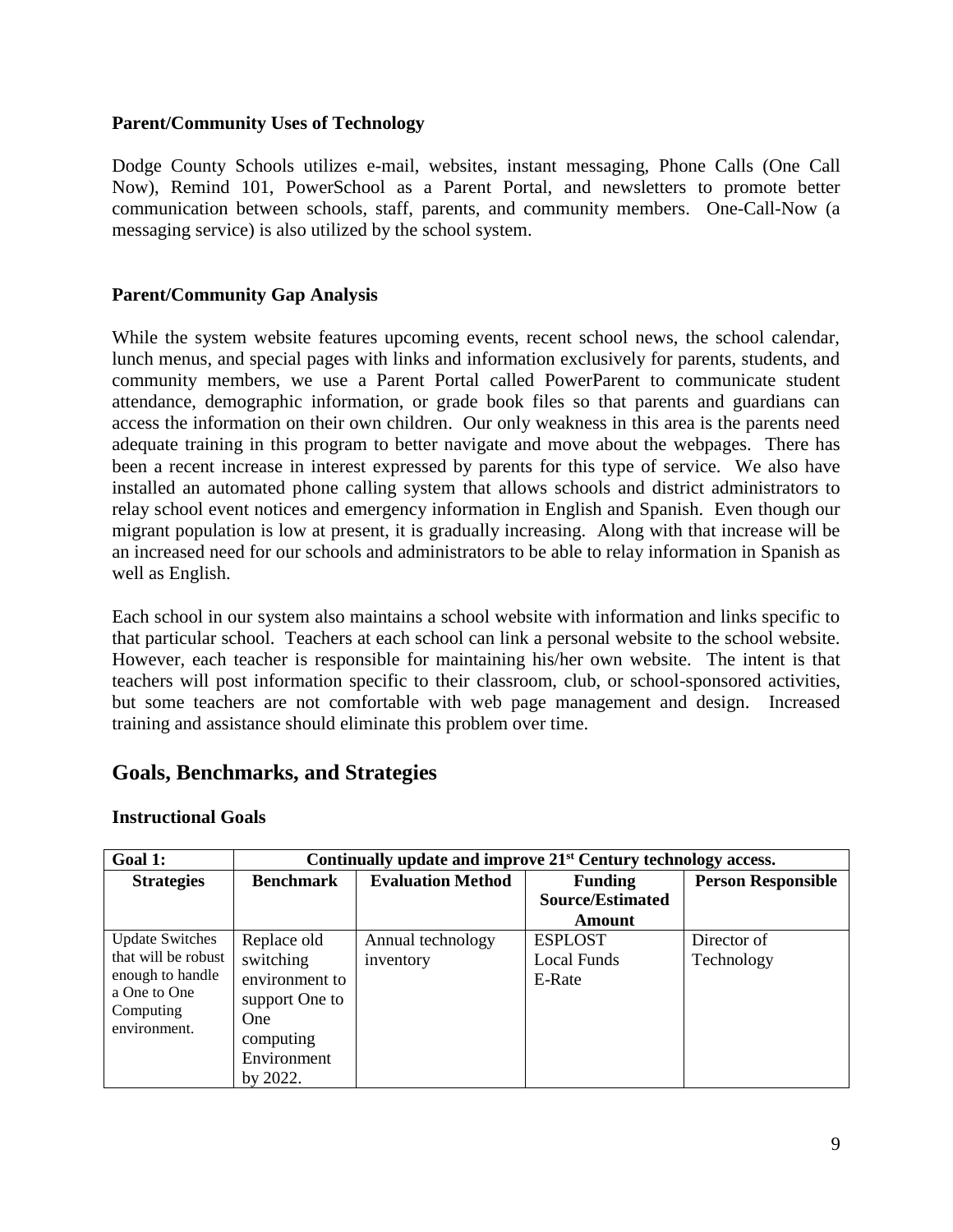### Parent/Community Uses of Technology

Dodge County Schools utilizes e-mail, websites, instant messaging, Phone Calls (One Call Now), Remind 101, PowerSchool as a Parent Portal, and newsletters to promote better communication between schools, staff, parents, and community members. One-Call-Now (a messaging service) is also utilized by the school system.

### Parent/Community Gap Analysis

While the system website features upcoming events, recent school news, the school calendar, lunch menus, and special pages with links and information exclusively for parents, students, and community members, we use a Parent Portal called PowerParent to communicate student attendance, demographic information, or grade book files so that parents and guardians can access the information on their own children. Our only weakness in this area is the parents need adequate training in this program to better navigate and move about the webpages. There has been a recent increase in interest expressed by parents for this type of service. We also have installed an automated phone calling system that allows schools and district administrators to relay school event notices and emergency information in English and Spanish. Even though our migrant population is low at present, it is gradually increasing. Along with that increase will be an increased need for our schools and administrators to be able to relay information in Spanish as well as English.

Each school in our system also maintains a school website with information and links specific to that particular school. Teachers at each school can link a personal website to the school website. However, each teacher is responsible for maintaining his/her own website. The intent is that teachers will post information specific to their classroom, club, or school-sponsored activities, but some teachers are not comfortable with web page management and design. Increased training and assistance should eliminate this problem over time.

## Goals, Benchmarks, and Strategies

### Instructional Goals

| **Goal 1:** | **Continually update and improve 21st Century technology access.** | | | |
|---|---|---|---|---|
| **Strategies** | **Benchmark** | **Evaluation Method** | **Funding Source/Estimated Amount** | **Person Responsible** |
| Update Switches that will be robust enough to handle a One to One Computing environment. | Replace old switching environment to support One to One computing Environment by 2022. | Annual technology inventory | ESPLOST<br>Local Funds<br>E-Rate | Director of Technology |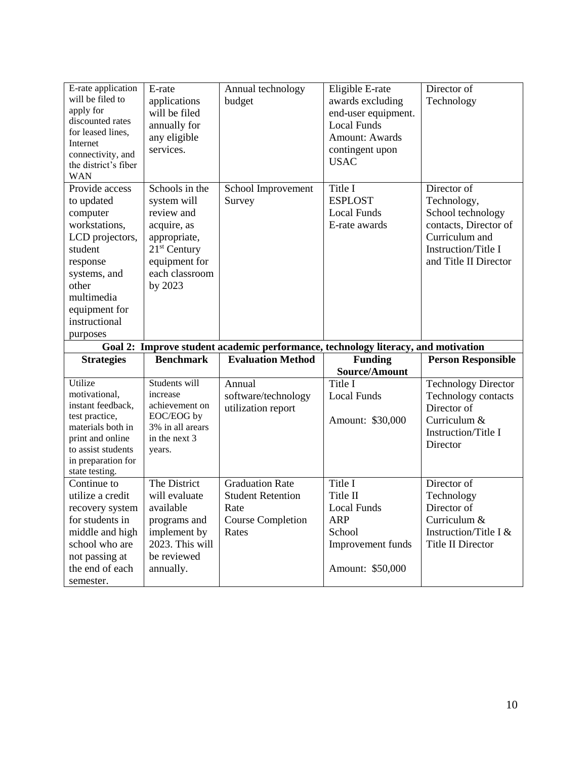| | | | | |
|---|---|---|---|---|
| E-rate application will be filed to apply for discounted rates for leased lines, Internet connectivity, and the district's fiber WAN | E-rate applications will be filed annually for any eligible services. | Annual technology budget | Eligible E-rate awards excluding end-user equipment. Local Funds Amount: Awards contingent upon USAC | Director of Technology |
| Provide access to updated computer workstations, LCD projectors, student response systems, and other multimedia equipment for instructional purposes | Schools in the system will review and acquire, as appropriate, 21st Century equipment for each classroom by 2023 | School Improvement Survey | Title I ESPLOST Local Funds E-rate awards | Director of Technology, School technology contacts, Director of Curriculum and Instruction/Title I and Title II Director |

**Goal 2: Improve student academic performance, technology literacy, and motivation**

| Strategies | Benchmark | Evaluation Method | Funding Source/Amount | Person Responsible |
|---|---|---|---|---|
| Utilize motivational, instant feedback, test practice, materials both in print and online to assist students in preparation for state testing. | Students will increase achievement on EOC/EOG by 3% in all arears in the next 3 years. | Annual software/technology utilization report | Title I<br>Local Funds<br><br>Amount: $30,000 | Technology Director<br>Technology contacts<br>Director of Curriculum & Instruction/Title I Director |
| Continue to utilize a credit recovery system for students in middle and high school who are not passing at the end of each semester. | The District will evaluate available programs and implement by 2023. This will be reviewed annually. | Graduation Rate<br>Student Retention Rate<br>Course Completion Rates | Title I<br>Title II<br>Local Funds<br>ARP<br>School Improvement funds<br><br>Amount: $50,000 | Director of Technology<br>Director of Curriculum & Instruction/Title I & Title II Director |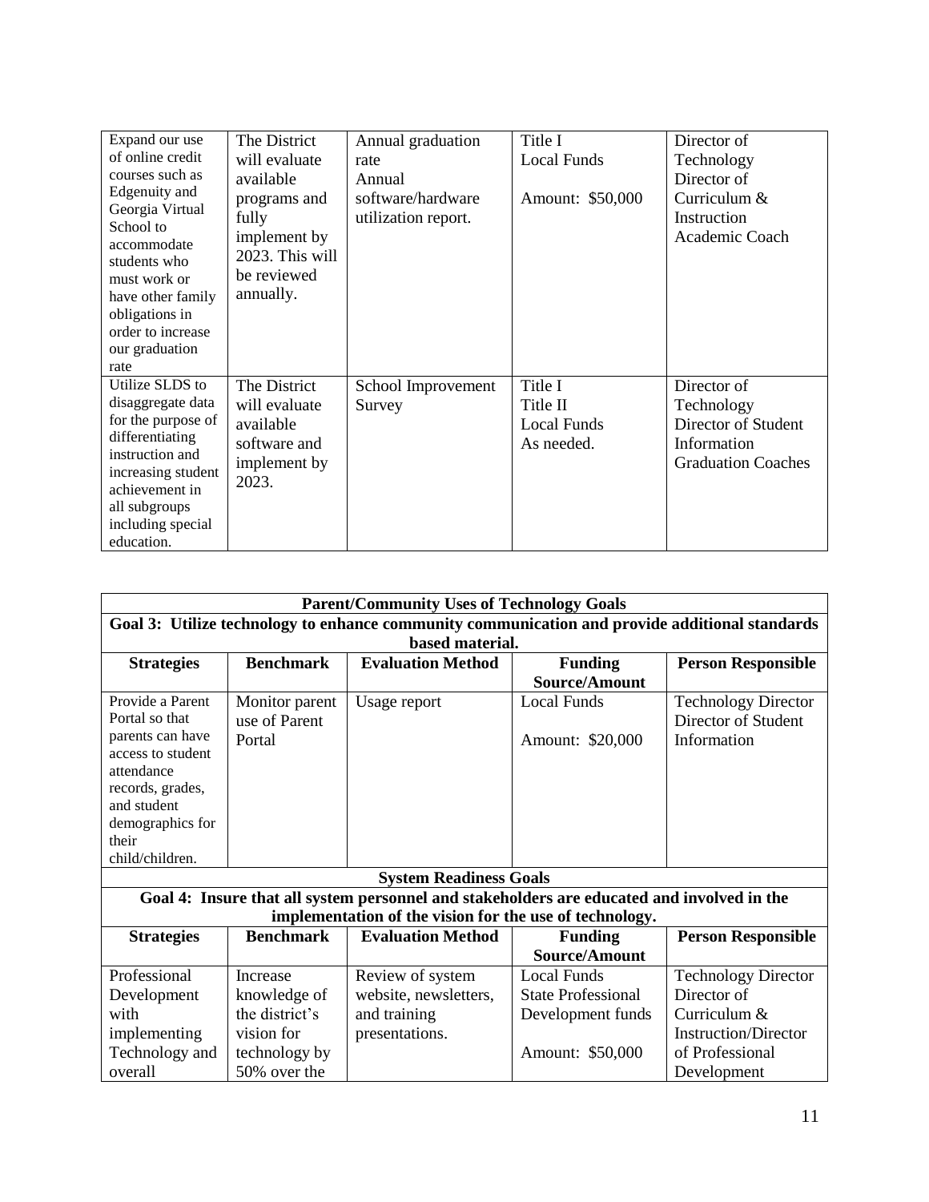| | | | | |
|---|---|---|---|---|
| Expand our use of online credit courses such as Edgenuity and Georgia Virtual School to accommodate students who must work or have other family obligations in order to increase our graduation rate | The District will evaluate available programs and fully implement by 2023. This will be reviewed annually. | Annual graduation rate<br>Annual software/hardware utilization report. | Title I<br>Local Funds<br><br>Amount: $50,000 | Director of Technology<br>Director of Curriculum & Instruction<br>Academic Coach |
| Utilize SLDS to disaggregate data for the purpose of differentiating instruction and increasing student achievement in all subgroups including special education. | The District will evaluate available software and implement by 2023. | School Improvement Survey | Title I<br>Title II<br>Local Funds<br>As needed. | Director of Technology<br>Director of Student Information<br>Graduation Coaches |

| **Parent/Community Uses of Technology Goals** | | | | |
|---|---|---|---|---|
| **Goal 3: Utilize technology to enhance community communication and provide additional standards based material.** | | | | |
| **Strategies** | **Benchmark** | **Evaluation Method** | **Funding Source/Amount** | **Person Responsible** |
| Provide a Parent Portal so that parents can have access to student attendance records, grades, and student demographics for their child/children. | Monitor parent use of Parent Portal | Usage report | Local Funds<br><br>Amount: $20,000 | Technology Director<br>Director of Student Information |
| **System Readiness Goals** | | | | |
| **Goal 4: Insure that all system personnel and stakeholders are educated and involved in the implementation of the vision for the use of technology.** | | | | |
| **Strategies** | **Benchmark** | **Evaluation Method** | **Funding Source/Amount** | **Person Responsible** |
| Professional Development with implementing Technology and overall | Increase knowledge of the district's vision for technology by 50% over the | Review of system website, newsletters, and training presentations. | Local Funds<br>State Professional Development funds<br><br>Amount: $50,000 | Technology Director<br>Director of Curriculum & Instruction/Director of Professional Development |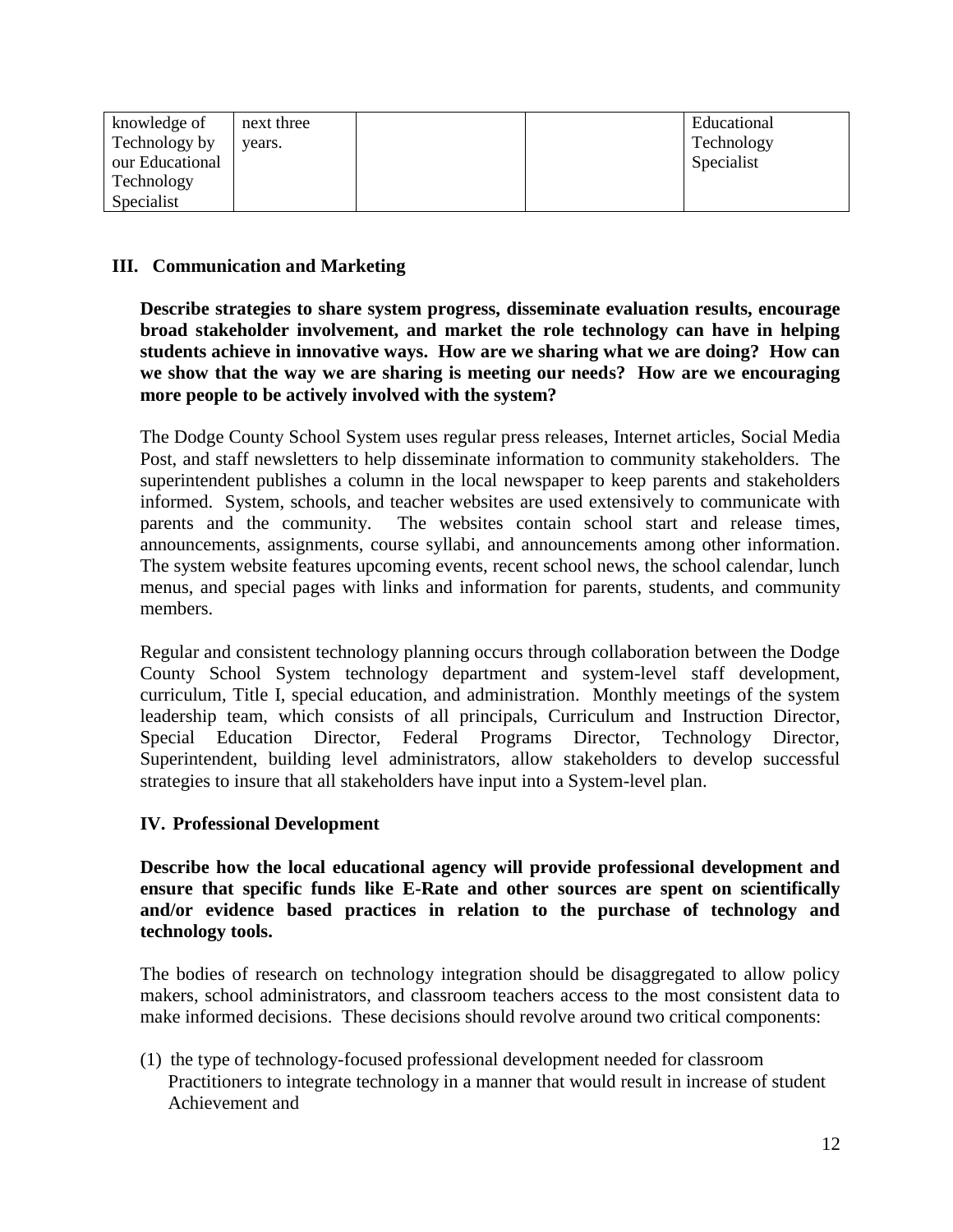| knowledge of Technology by our Educational Technology Specialist | next three years. | | | Educational Technology Specialist |
|---|---|---|---|---|

## III. Communication and Marketing

**Describe strategies to share system progress, disseminate evaluation results, encourage broad stakeholder involvement, and market the role technology can have in helping students achieve in innovative ways. How are we sharing what we are doing? How can we show that the way we are sharing is meeting our needs? How are we encouraging more people to be actively involved with the system?**

The Dodge County School System uses regular press releases, Internet articles, Social Media Post, and staff newsletters to help disseminate information to community stakeholders. The superintendent publishes a column in the local newspaper to keep parents and stakeholders informed. System, schools, and teacher websites are used extensively to communicate with parents and the community. The websites contain school start and release times, announcements, assignments, course syllabi, and announcements among other information. The system website features upcoming events, recent school news, the school calendar, lunch menus, and special pages with links and information for parents, students, and community members.

Regular and consistent technology planning occurs through collaboration between the Dodge County School System technology department and system-level staff development, curriculum, Title I, special education, and administration. Monthly meetings of the system leadership team, which consists of all principals, Curriculum and Instruction Director, Special Education Director, Federal Programs Director, Technology Director, Superintendent, building level administrators, allow stakeholders to develop successful strategies to insure that all stakeholders have input into a System-level plan.

## IV. Professional Development

**Describe how the local educational agency will provide professional development and ensure that specific funds like E-Rate and other sources are spent on scientifically and/or evidence based practices in relation to the purchase of technology and technology tools.**

The bodies of research on technology integration should be disaggregated to allow policy makers, school administrators, and classroom teachers access to the most consistent data to make informed decisions. These decisions should revolve around two critical components:

(1) the type of technology-focused professional development needed for classroom Practitioners to integrate technology in a manner that would result in increase of student Achievement and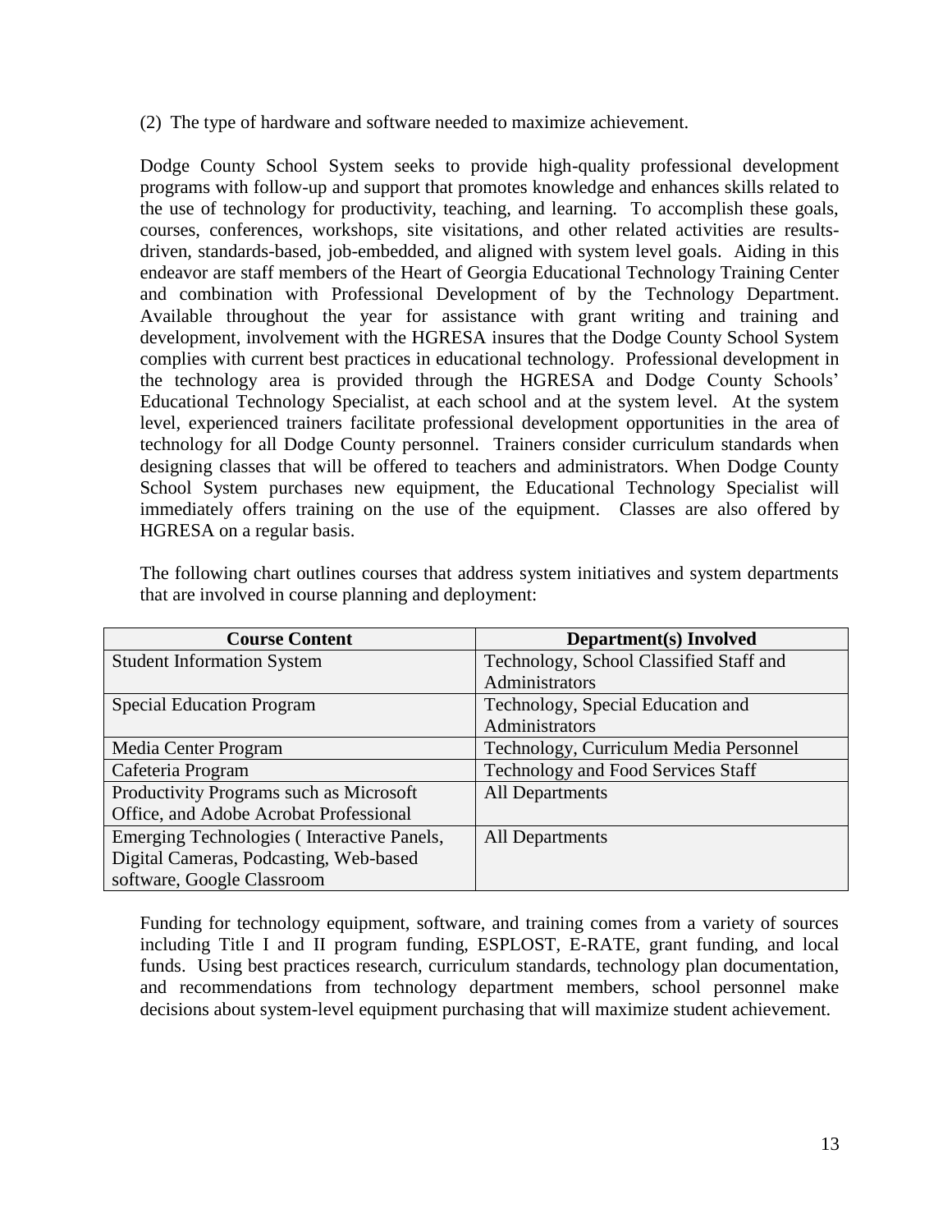(2) The type of hardware and software needed to maximize achievement.

Dodge County School System seeks to provide high-quality professional development programs with follow-up and support that promotes knowledge and enhances skills related to the use of technology for productivity, teaching, and learning. To accomplish these goals, courses, conferences, workshops, site visitations, and other related activities are results-driven, standards-based, job-embedded, and aligned with system level goals. Aiding in this endeavor are staff members of the Heart of Georgia Educational Technology Training Center and combination with Professional Development of by the Technology Department. Available throughout the year for assistance with grant writing and training and development, involvement with the HGRESA insures that the Dodge County School System complies with current best practices in educational technology. Professional development in the technology area is provided through the HGRESA and Dodge County Schools' Educational Technology Specialist, at each school and at the system level. At the system level, experienced trainers facilitate professional development opportunities in the area of technology for all Dodge County personnel. Trainers consider curriculum standards when designing classes that will be offered to teachers and administrators. When Dodge County School System purchases new equipment, the Educational Technology Specialist will immediately offers training on the use of the equipment. Classes are also offered by HGRESA on a regular basis.

The following chart outlines courses that address system initiatives and system departments that are involved in course planning and deployment:

| Course Content | Department(s) Involved |
|---|---|
| Student Information System | Technology, School Classified Staff and Administrators |
| Special Education Program | Technology, Special Education and Administrators |
| Media Center Program | Technology, Curriculum Media Personnel |
| Cafeteria Program | Technology and Food Services Staff |
| Productivity Programs such as Microsoft Office, and Adobe Acrobat Professional | All Departments |
| Emerging Technologies ( Interactive Panels, Digital Cameras, Podcasting, Web-based software, Google Classroom | All Departments |

Funding for technology equipment, software, and training comes from a variety of sources including Title I and II program funding, ESPLOST, E-RATE, grant funding, and local funds. Using best practices research, curriculum standards, technology plan documentation, and recommendations from technology department members, school personnel make decisions about system-level equipment purchasing that will maximize student achievement.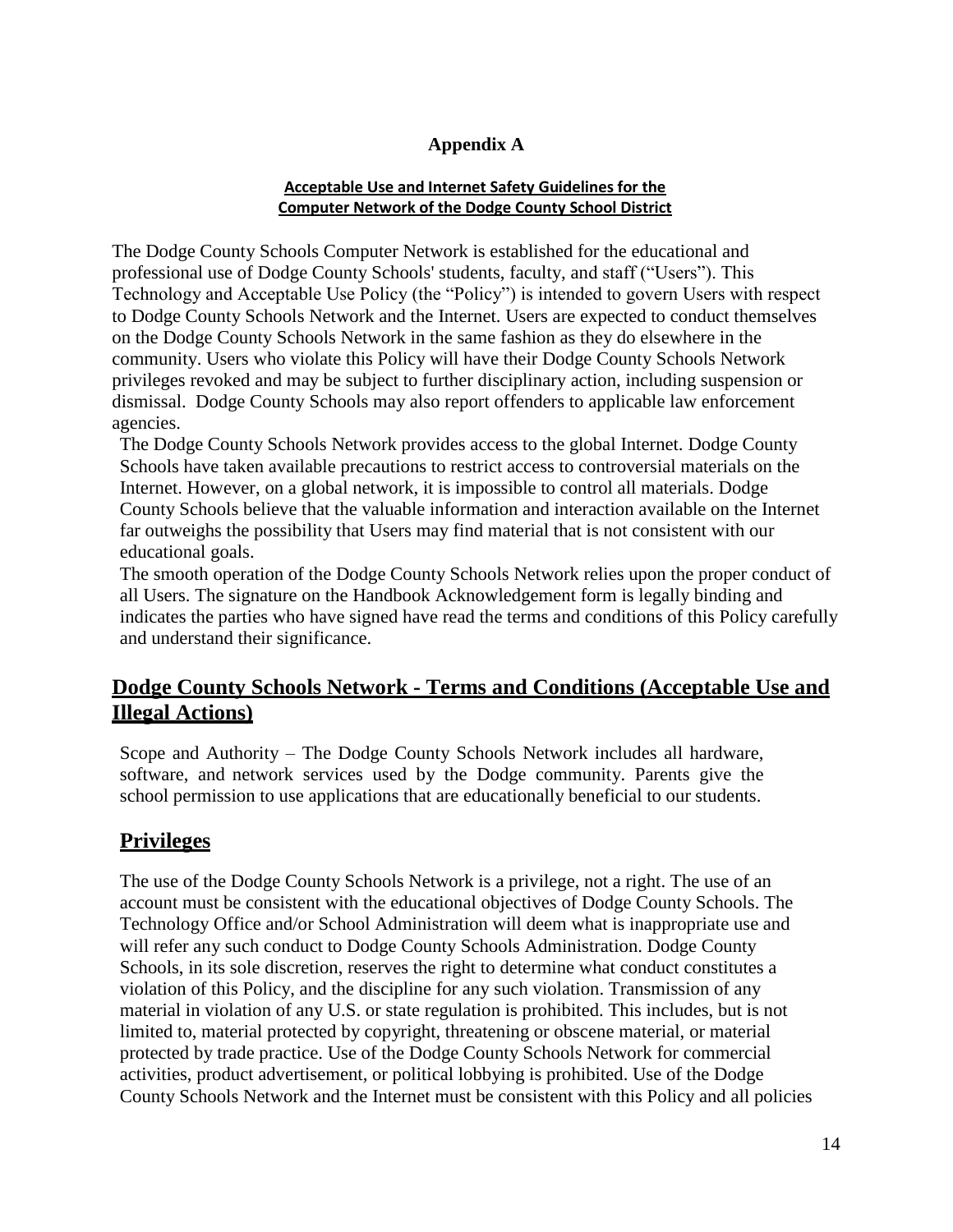# Appendix A

**Acceptable Use and Internet Safety Guidelines for the Computer Network of the Dodge County School District**

The Dodge County Schools Computer Network is established for the educational and professional use of Dodge County Schools' students, faculty, and staff ("Users"). This Technology and Acceptable Use Policy (the "Policy") is intended to govern Users with respect to Dodge County Schools Network and the Internet. Users are expected to conduct themselves on the Dodge County Schools Network in the same fashion as they do elsewhere in the community. Users who violate this Policy will have their Dodge County Schools Network privileges revoked and may be subject to further disciplinary action, including suspension or dismissal. Dodge County Schools may also report offenders to applicable law enforcement agencies.

The Dodge County Schools Network provides access to the global Internet. Dodge County Schools have taken available precautions to restrict access to controversial materials on the Internet. However, on a global network, it is impossible to control all materials. Dodge County Schools believe that the valuable information and interaction available on the Internet far outweighs the possibility that Users may find material that is not consistent with our educational goals.

The smooth operation of the Dodge County Schools Network relies upon the proper conduct of all Users. The signature on the Handbook Acknowledgement form is legally binding and indicates the parties who have signed have read the terms and conditions of this Policy carefully and understand their significance.

## Dodge County Schools Network - Terms and Conditions (Acceptable Use and Illegal Actions)

Scope and Authority – The Dodge County Schools Network includes all hardware, software, and network services used by the Dodge community. Parents give the school permission to use applications that are educationally beneficial to our students.

## Privileges

The use of the Dodge County Schools Network is a privilege, not a right. The use of an account must be consistent with the educational objectives of Dodge County Schools. The Technology Office and/or School Administration will deem what is inappropriate use and will refer any such conduct to Dodge County Schools Administration. Dodge County Schools, in its sole discretion, reserves the right to determine what conduct constitutes a violation of this Policy, and the discipline for any such violation. Transmission of any material in violation of any U.S. or state regulation is prohibited. This includes, but is not limited to, material protected by copyright, threatening or obscene material, or material protected by trade practice. Use of the Dodge County Schools Network for commercial activities, product advertisement, or political lobbying is prohibited. Use of the Dodge County Schools Network and the Internet must be consistent with this Policy and all policies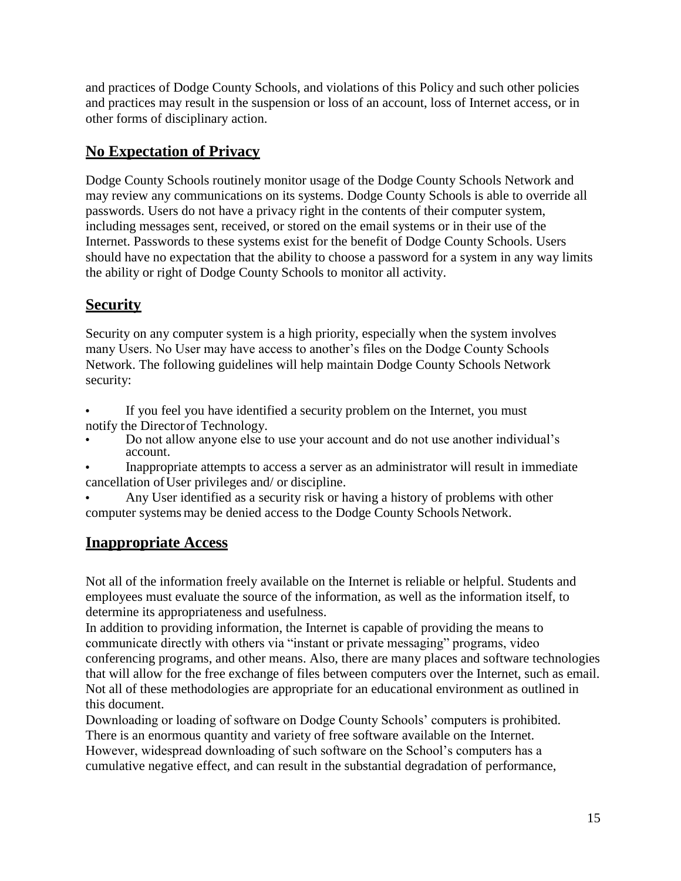and practices of Dodge County Schools, and violations of this Policy and such other policies and practices may result in the suspension or loss of an account, loss of Internet access, or in other forms of disciplinary action.

## No Expectation of Privacy

Dodge County Schools routinely monitor usage of the Dodge County Schools Network and may review any communications on its systems. Dodge County Schools is able to override all passwords. Users do not have a privacy right in the contents of their computer system, including messages sent, received, or stored on the email systems or in their use of the Internet. Passwords to these systems exist for the benefit of Dodge County Schools. Users should have no expectation that the ability to choose a password for a system in any way limits the ability or right of Dodge County Schools to monitor all activity.

## Security

Security on any computer system is a high priority, especially when the system involves many Users. No User may have access to another's files on the Dodge County Schools Network. The following guidelines will help maintain Dodge County Schools Network security:

- If you feel you have identified a security problem on the Internet, you must notify the Director of Technology.
- Do not allow anyone else to use your account and do not use another individual's account.
- Inappropriate attempts to access a server as an administrator will result in immediate cancellation of User privileges and/ or discipline.
- Any User identified as a security risk or having a history of problems with other computer systems may be denied access to the Dodge County Schools Network.

## Inappropriate Access

Not all of the information freely available on the Internet is reliable or helpful. Students and employees must evaluate the source of the information, as well as the information itself, to determine its appropriateness and usefulness.

In addition to providing information, the Internet is capable of providing the means to communicate directly with others via "instant or private messaging" programs, video conferencing programs, and other means. Also, there are many places and software technologies that will allow for the free exchange of files between computers over the Internet, such as email. Not all of these methodologies are appropriate for an educational environment as outlined in this document.

Downloading or loading of software on Dodge County Schools' computers is prohibited. There is an enormous quantity and variety of free software available on the Internet. However, widespread downloading of such software on the School's computers has a cumulative negative effect, and can result in the substantial degradation of performance,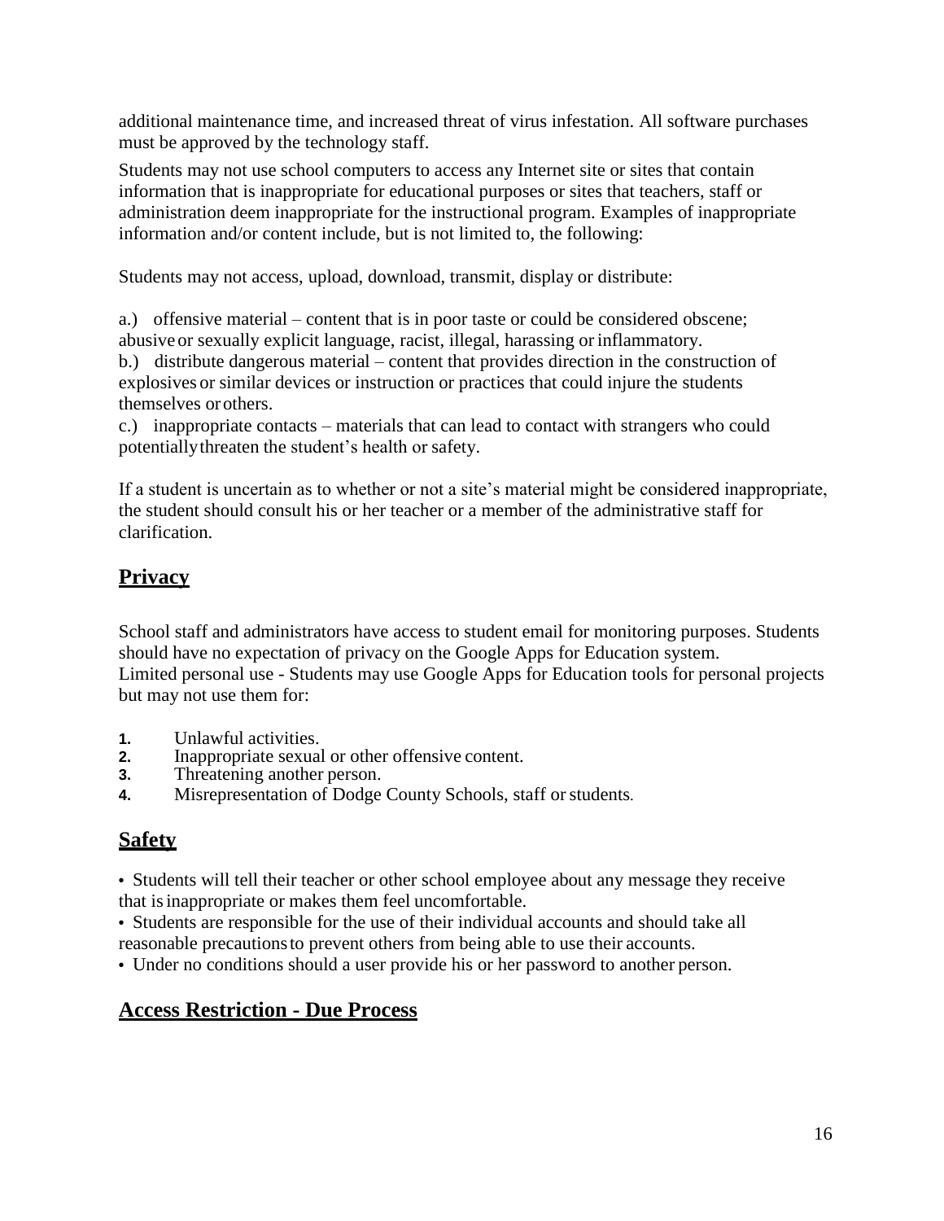additional maintenance time, and increased threat of virus infestation. All software purchases must be approved by the technology staff.

Students may not use school computers to access any Internet site or sites that contain information that is inappropriate for educational purposes or sites that teachers, staff or administration deem inappropriate for the instructional program. Examples of inappropriate information and/or content include, but is not limited to, the following:

Students may not access, upload, download, transmit, display or distribute:

a.) offensive material – content that is in poor taste or could be considered obscene; abusive or sexually explicit language, racist, illegal, harassing or inflammatory.
b.) distribute dangerous material – content that provides direction in the construction of explosives or similar devices or instruction or practices that could injure the students themselves or others.
c.) inappropriate contacts – materials that can lead to contact with strangers who could potentially threaten the student's health or safety.

If a student is uncertain as to whether or not a site's material might be considered inappropriate, the student should consult his or her teacher or a member of the administrative staff for clarification.

## Privacy

School staff and administrators have access to student email for monitoring purposes. Students should have no expectation of privacy on the Google Apps for Education system.
Limited personal use - Students may use Google Apps for Education tools for personal projects but may not use them for:

1. Unlawful activities.
2. Inappropriate sexual or other offensive content.
3. Threatening another person.
4. Misrepresentation of Dodge County Schools, staff or students.

## Safety

- Students will tell their teacher or other school employee about any message they receive that is inappropriate or makes them feel uncomfortable.
- Students are responsible for the use of their individual accounts and should take all reasonable precautions to prevent others from being able to use their accounts.
- Under no conditions should a user provide his or her password to another person.

## Access Restriction - Due Process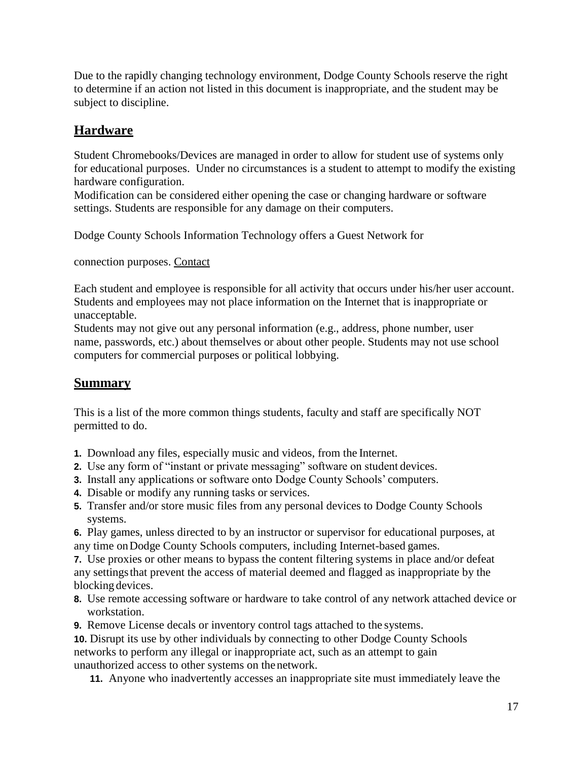Due to the rapidly changing technology environment, Dodge County Schools reserve the right to determine if an action not listed in this document is inappropriate, and the student may be subject to discipline.

## Hardware

Student Chromebooks/Devices are managed in order to allow for student use of systems only for educational purposes. Under no circumstances is a student to attempt to modify the existing hardware configuration.
Modification can be considered either opening the case or changing hardware or software settings. Students are responsible for any damage on their computers.

Dodge County Schools Information Technology offers a Guest Network for

connection purposes. Contact

Each student and employee is responsible for all activity that occurs under his/her user account. Students and employees may not place information on the Internet that is inappropriate or unacceptable.
Students may not give out any personal information (e.g., address, phone number, user name, passwords, etc.) about themselves or about other people. Students may not use school computers for commercial purposes or political lobbying.

## Summary

This is a list of the more common things students, faculty and staff are specifically NOT permitted to do.

1. Download any files, especially music and videos, from the Internet.
2. Use any form of "instant or private messaging" software on student devices.
3. Install any applications or software onto Dodge County Schools' computers.
4. Disable or modify any running tasks or services.
5. Transfer and/or store music files from any personal devices to Dodge County Schools systems.
6. Play games, unless directed to by an instructor or supervisor for educational purposes, at any time on Dodge County Schools computers, including Internet-based games.
7. Use proxies or other means to bypass the content filtering systems in place and/or defeat any settings that prevent the access of material deemed and flagged as inappropriate by the blocking devices.
8. Use remote accessing software or hardware to take control of any network attached device or workstation.
9. Remove License decals or inventory control tags attached to the systems.
10. Disrupt its use by other individuals by connecting to other Dodge County Schools networks to perform any illegal or inappropriate act, such as an attempt to gain unauthorized access to other systems on the network.
11. Anyone who inadvertently accesses an inappropriate site must immediately leave the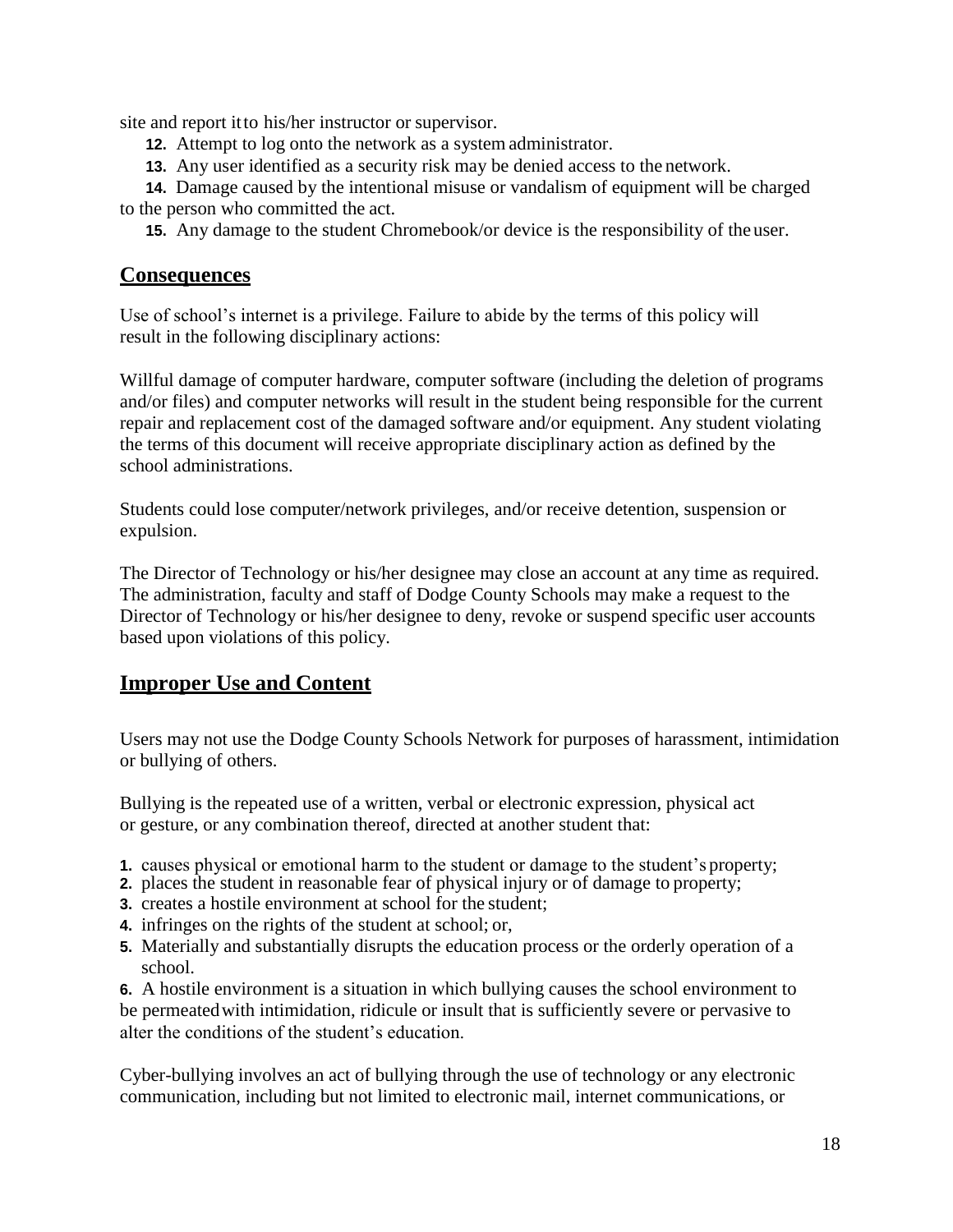site and report it to his/her instructor or supervisor.

12. Attempt to log onto the network as a system administrator.
13. Any user identified as a security risk may be denied access to the network.
14. Damage caused by the intentional misuse or vandalism of equipment will be charged to the person who committed the act.
15. Any damage to the student Chromebook/or device is the responsibility of the user.

## Consequences

Use of school's internet is a privilege. Failure to abide by the terms of this policy will result in the following disciplinary actions:

Willful damage of computer hardware, computer software (including the deletion of programs and/or files) and computer networks will result in the student being responsible for the current repair and replacement cost of the damaged software and/or equipment. Any student violating the terms of this document will receive appropriate disciplinary action as defined by the school administrations.

Students could lose computer/network privileges, and/or receive detention, suspension or expulsion.

The Director of Technology or his/her designee may close an account at any time as required. The administration, faculty and staff of Dodge County Schools may make a request to the Director of Technology or his/her designee to deny, revoke or suspend specific user accounts based upon violations of this policy.

## Improper Use and Content

Users may not use the Dodge County Schools Network for purposes of harassment, intimidation or bullying of others.

Bullying is the repeated use of a written, verbal or electronic expression, physical act or gesture, or any combination thereof, directed at another student that:

1. causes physical or emotional harm to the student or damage to the student's property;
2. places the student in reasonable fear of physical injury or of damage to property;
3. creates a hostile environment at school for the student;
4. infringes on the rights of the student at school; or,
5. Materially and substantially disrupts the education process or the orderly operation of a school.
6. A hostile environment is a situation in which bullying causes the school environment to be permeated with intimidation, ridicule or insult that is sufficiently severe or pervasive to alter the conditions of the student's education.

Cyber-bullying involves an act of bullying through the use of technology or any electronic communication, including but not limited to electronic mail, internet communications, or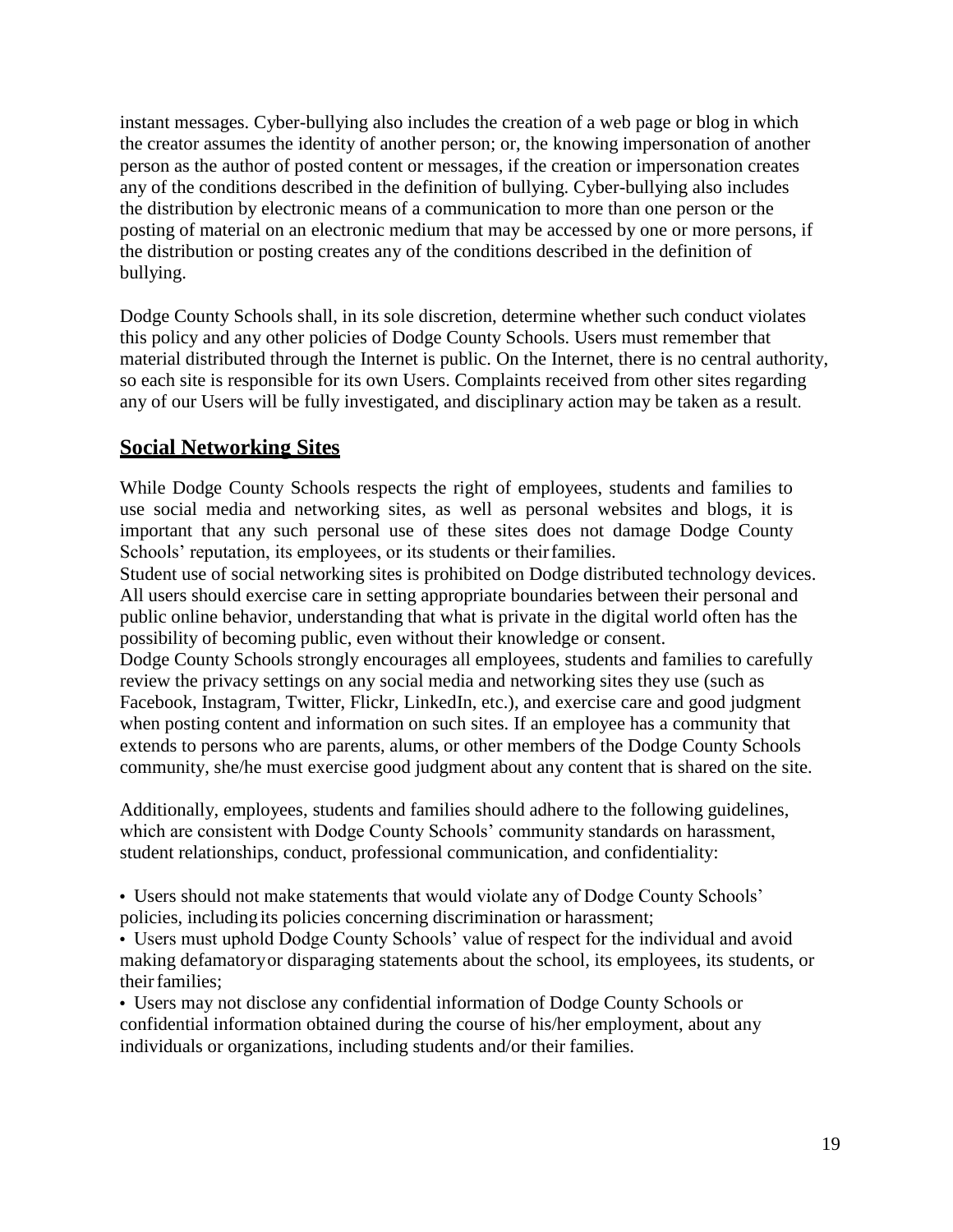instant messages. Cyber-bullying also includes the creation of a web page or blog in which the creator assumes the identity of another person; or, the knowing impersonation of another person as the author of posted content or messages, if the creation or impersonation creates any of the conditions described in the definition of bullying. Cyber-bullying also includes the distribution by electronic means of a communication to more than one person or the posting of material on an electronic medium that may be accessed by one or more persons, if the distribution or posting creates any of the conditions described in the definition of bullying.

Dodge County Schools shall, in its sole discretion, determine whether such conduct violates this policy and any other policies of Dodge County Schools. Users must remember that material distributed through the Internet is public. On the Internet, there is no central authority, so each site is responsible for its own Users. Complaints received from other sites regarding any of our Users will be fully investigated, and disciplinary action may be taken as a result.

## Social Networking Sites

While Dodge County Schools respects the right of employees, students and families to use social media and networking sites, as well as personal websites and blogs, it is important that any such personal use of these sites does not damage Dodge County Schools' reputation, its employees, or its students or their families.

Student use of social networking sites is prohibited on Dodge distributed technology devices. All users should exercise care in setting appropriate boundaries between their personal and public online behavior, understanding that what is private in the digital world often has the possibility of becoming public, even without their knowledge or consent.

Dodge County Schools strongly encourages all employees, students and families to carefully review the privacy settings on any social media and networking sites they use (such as Facebook, Instagram, Twitter, Flickr, LinkedIn, etc.), and exercise care and good judgment when posting content and information on such sites. If an employee has a community that extends to persons who are parents, alums, or other members of the Dodge County Schools community, she/he must exercise good judgment about any content that is shared on the site.

Additionally, employees, students and families should adhere to the following guidelines, which are consistent with Dodge County Schools' community standards on harassment, student relationships, conduct, professional communication, and confidentiality:

- Users should not make statements that would violate any of Dodge County Schools' policies, including its policies concerning discrimination or harassment;
- Users must uphold Dodge County Schools' value of respect for the individual and avoid making defamatory or disparaging statements about the school, its employees, its students, or their families;
- Users may not disclose any confidential information of Dodge County Schools or confidential information obtained during the course of his/her employment, about any individuals or organizations, including students and/or their families.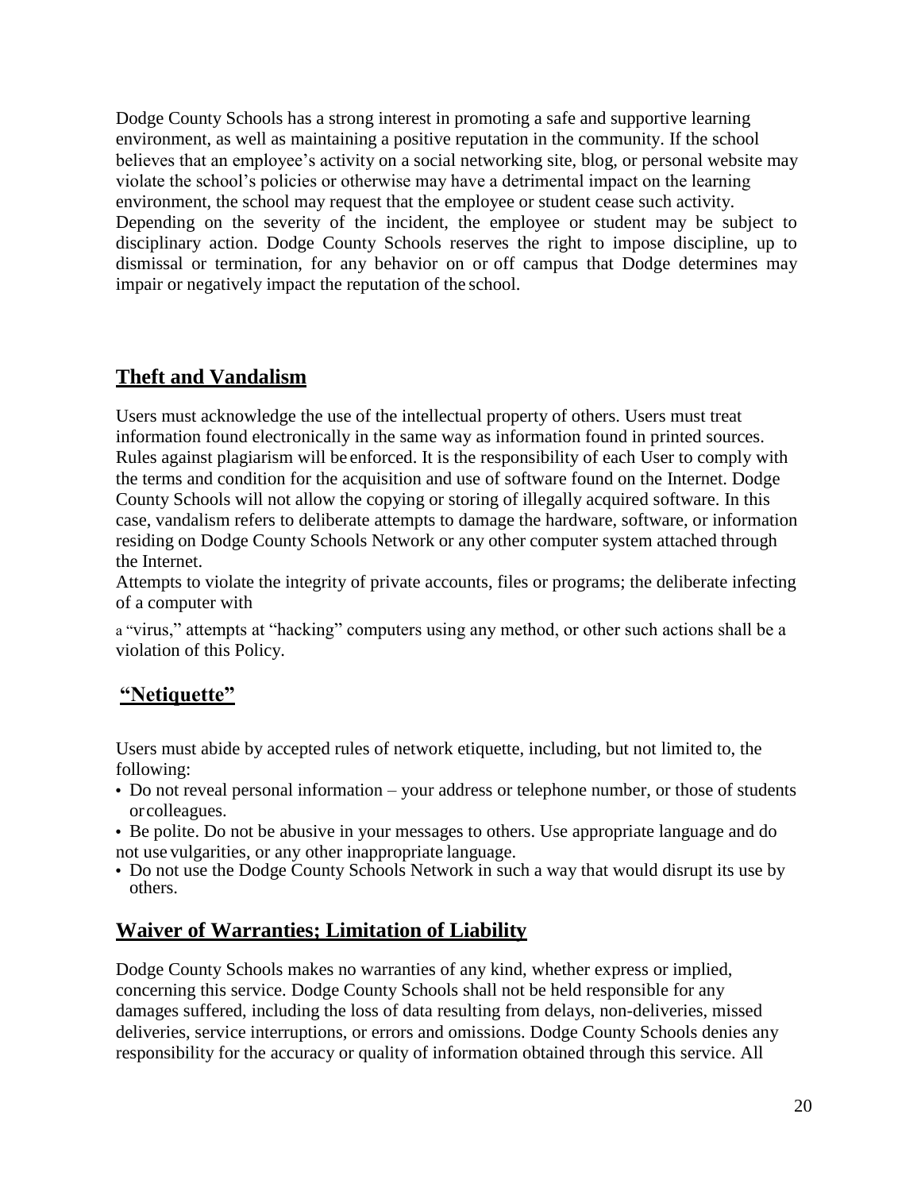Dodge County Schools has a strong interest in promoting a safe and supportive learning environment, as well as maintaining a positive reputation in the community. If the school believes that an employee's activity on a social networking site, blog, or personal website may violate the school's policies or otherwise may have a detrimental impact on the learning environment, the school may request that the employee or student cease such activity. Depending on the severity of the incident, the employee or student may be subject to disciplinary action. Dodge County Schools reserves the right to impose discipline, up to dismissal or termination, for any behavior on or off campus that Dodge determines may impair or negatively impact the reputation of the school.

## Theft and Vandalism

Users must acknowledge the use of the intellectual property of others. Users must treat information found electronically in the same way as information found in printed sources. Rules against plagiarism will be enforced. It is the responsibility of each User to comply with the terms and condition for the acquisition and use of software found on the Internet. Dodge County Schools will not allow the copying or storing of illegally acquired software. In this case, vandalism refers to deliberate attempts to damage the hardware, software, or information residing on Dodge County Schools Network or any other computer system attached through the Internet.

Attempts to violate the integrity of private accounts, files or programs; the deliberate infecting of a computer with a "virus," attempts at "hacking" computers using any method, or other such actions shall be a violation of this Policy.

## "Netiquette"

Users must abide by accepted rules of network etiquette, including, but not limited to, the following:

- Do not reveal personal information – your address or telephone number, or those of students or colleagues.
- Be polite. Do not be abusive in your messages to others. Use appropriate language and do not use vulgarities, or any other inappropriate language.
- Do not use the Dodge County Schools Network in such a way that would disrupt its use by others.

## Waiver of Warranties; Limitation of Liability

Dodge County Schools makes no warranties of any kind, whether express or implied, concerning this service. Dodge County Schools shall not be held responsible for any damages suffered, including the loss of data resulting from delays, non-deliveries, missed deliveries, service interruptions, or errors and omissions. Dodge County Schools denies any responsibility for the accuracy or quality of information obtained through this service. All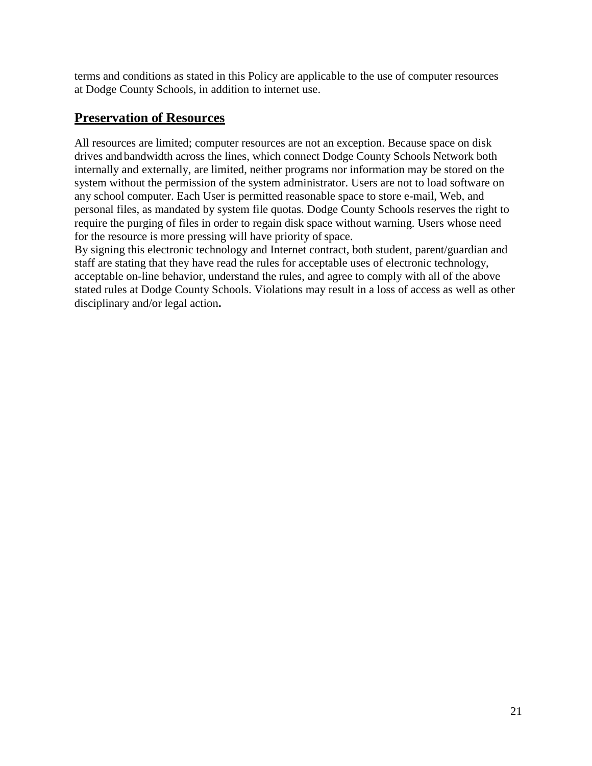terms and conditions as stated in this Policy are applicable to the use of computer resources at Dodge County Schools, in addition to internet use.

## Preservation of Resources

All resources are limited; computer resources are not an exception. Because space on disk drives and bandwidth across the lines, which connect Dodge County Schools Network both internally and externally, are limited, neither programs nor information may be stored on the system without the permission of the system administrator. Users are not to load software on any school computer. Each User is permitted reasonable space to store e-mail, Web, and personal files, as mandated by system file quotas. Dodge County Schools reserves the right to require the purging of files in order to regain disk space without warning. Users whose need for the resource is more pressing will have priority of space.

By signing this electronic technology and Internet contract, both student, parent/guardian and staff are stating that they have read the rules for acceptable uses of electronic technology, acceptable on-line behavior, understand the rules, and agree to comply with all of the above stated rules at Dodge County Schools. Violations may result in a loss of access as well as other disciplinary and/or legal action**.**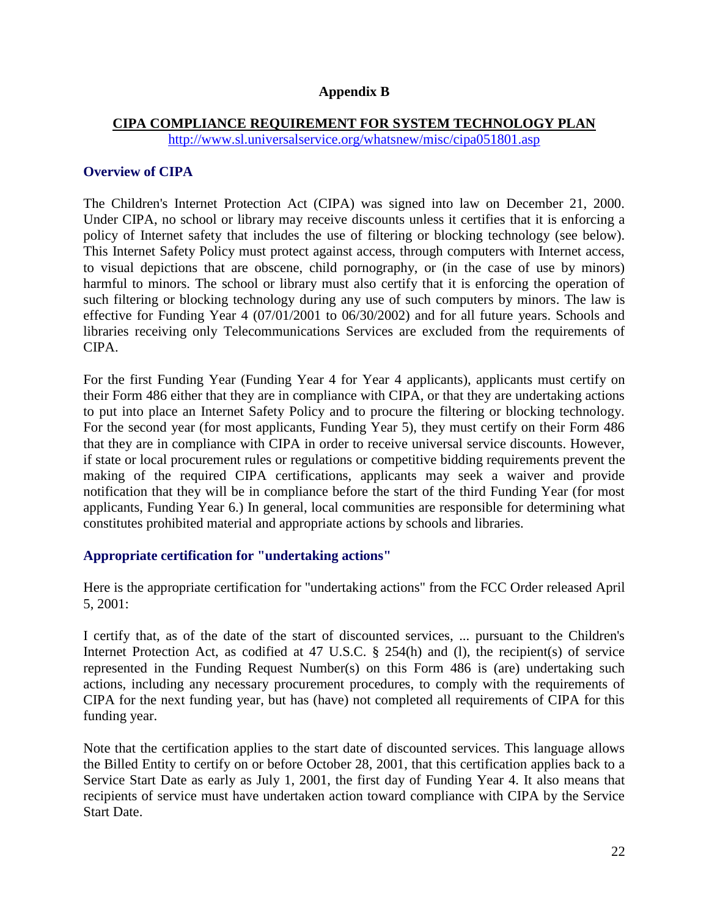# Appendix B

## CIPA COMPLIANCE REQUIREMENT FOR SYSTEM TECHNOLOGY PLAN

http://www.sl.universalservice.org/whatsnew/misc/cipa051801.asp

### Overview of CIPA

The Children's Internet Protection Act (CIPA) was signed into law on December 21, 2000. Under CIPA, no school or library may receive discounts unless it certifies that it is enforcing a policy of Internet safety that includes the use of filtering or blocking technology (see below). This Internet Safety Policy must protect against access, through computers with Internet access, to visual depictions that are obscene, child pornography, or (in the case of use by minors) harmful to minors. The school or library must also certify that it is enforcing the operation of such filtering or blocking technology during any use of such computers by minors. The law is effective for Funding Year 4 (07/01/2001 to 06/30/2002) and for all future years. Schools and libraries receiving only Telecommunications Services are excluded from the requirements of CIPA.

For the first Funding Year (Funding Year 4 for Year 4 applicants), applicants must certify on their Form 486 either that they are in compliance with CIPA, or that they are undertaking actions to put into place an Internet Safety Policy and to procure the filtering or blocking technology. For the second year (for most applicants, Funding Year 5), they must certify on their Form 486 that they are in compliance with CIPA in order to receive universal service discounts. However, if state or local procurement rules or regulations or competitive bidding requirements prevent the making of the required CIPA certifications, applicants may seek a waiver and provide notification that they will be in compliance before the start of the third Funding Year (for most applicants, Funding Year 6.) In general, local communities are responsible for determining what constitutes prohibited material and appropriate actions by schools and libraries.

### Appropriate certification for "undertaking actions"

Here is the appropriate certification for "undertaking actions" from the FCC Order released April 5, 2001:

I certify that, as of the date of the start of discounted services, ... pursuant to the Children's Internet Protection Act, as codified at 47 U.S.C. § 254(h) and (l), the recipient(s) of service represented in the Funding Request Number(s) on this Form 486 is (are) undertaking such actions, including any necessary procurement procedures, to comply with the requirements of CIPA for the next funding year, but has (have) not completed all requirements of CIPA for this funding year.

Note that the certification applies to the start date of discounted services. This language allows the Billed Entity to certify on or before October 28, 2001, that this certification applies back to a Service Start Date as early as July 1, 2001, the first day of Funding Year 4. It also means that recipients of service must have undertaken action toward compliance with CIPA by the Service Start Date.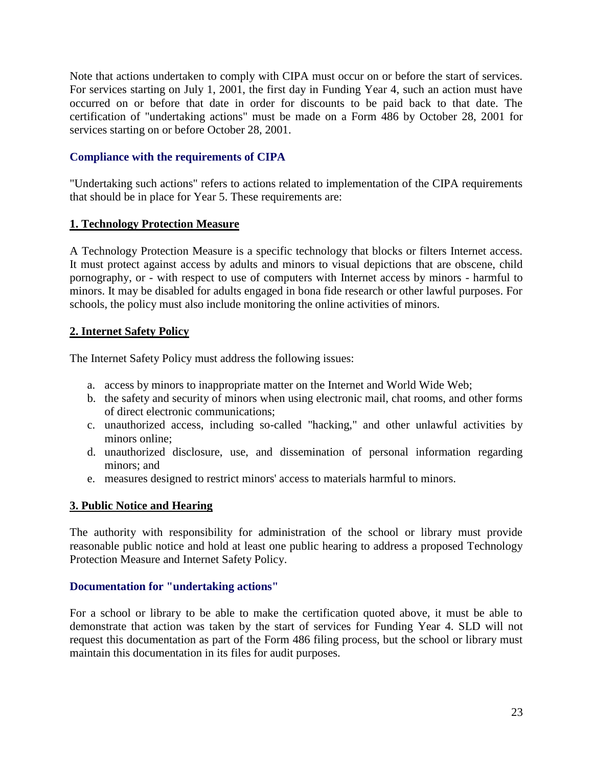Note that actions undertaken to comply with CIPA must occur on or before the start of services. For services starting on July 1, 2001, the first day in Funding Year 4, such an action must have occurred on or before that date in order for discounts to be paid back to that date. The certification of "undertaking actions" must be made on a Form 486 by October 28, 2001 for services starting on or before October 28, 2001.

### Compliance with the requirements of CIPA

"Undertaking such actions" refers to actions related to implementation of the CIPA requirements that should be in place for Year 5. These requirements are:

#### 1. Technology Protection Measure

A Technology Protection Measure is a specific technology that blocks or filters Internet access. It must protect against access by adults and minors to visual depictions that are obscene, child pornography, or - with respect to use of computers with Internet access by minors - harmful to minors. It may be disabled for adults engaged in bona fide research or other lawful purposes. For schools, the policy must also include monitoring the online activities of minors.

#### 2. Internet Safety Policy

The Internet Safety Policy must address the following issues:

a. access by minors to inappropriate matter on the Internet and World Wide Web;
b. the safety and security of minors when using electronic mail, chat rooms, and other forms of direct electronic communications;
c. unauthorized access, including so-called "hacking," and other unlawful activities by minors online;
d. unauthorized disclosure, use, and dissemination of personal information regarding minors; and
e. measures designed to restrict minors' access to materials harmful to minors.

#### 3. Public Notice and Hearing

The authority with responsibility for administration of the school or library must provide reasonable public notice and hold at least one public hearing to address a proposed Technology Protection Measure and Internet Safety Policy.

### Documentation for "undertaking actions"

For a school or library to be able to make the certification quoted above, it must be able to demonstrate that action was taken by the start of services for Funding Year 4. SLD will not request this documentation as part of the Form 486 filing process, but the school or library must maintain this documentation in its files for audit purposes.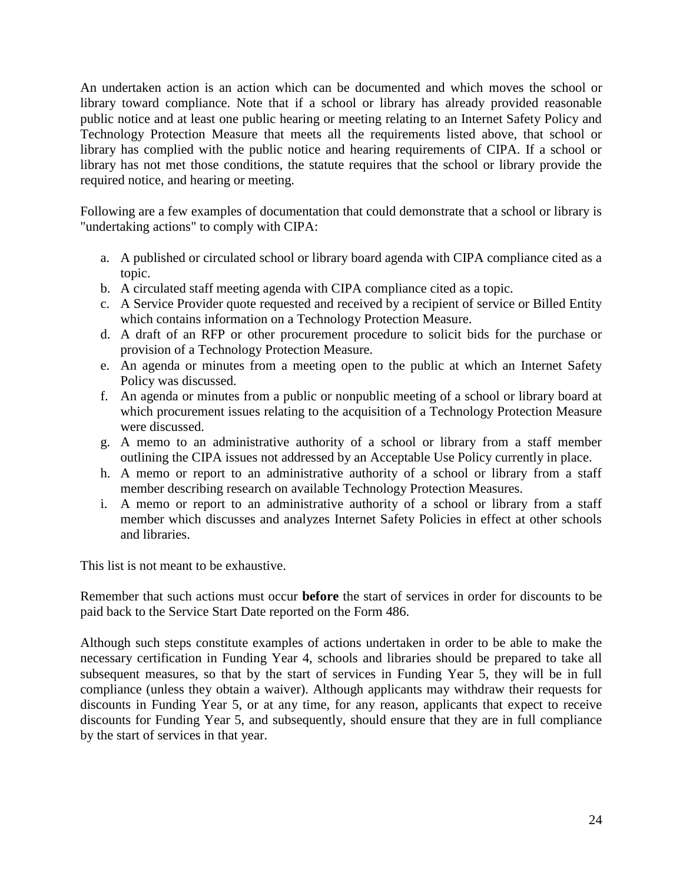An undertaken action is an action which can be documented and which moves the school or library toward compliance. Note that if a school or library has already provided reasonable public notice and at least one public hearing or meeting relating to an Internet Safety Policy and Technology Protection Measure that meets all the requirements listed above, that school or library has complied with the public notice and hearing requirements of CIPA. If a school or library has not met those conditions, the statute requires that the school or library provide the required notice, and hearing or meeting.

Following are a few examples of documentation that could demonstrate that a school or library is "undertaking actions" to comply with CIPA:

a. A published or circulated school or library board agenda with CIPA compliance cited as a topic.
b. A circulated staff meeting agenda with CIPA compliance cited as a topic.
c. A Service Provider quote requested and received by a recipient of service or Billed Entity which contains information on a Technology Protection Measure.
d. A draft of an RFP or other procurement procedure to solicit bids for the purchase or provision of a Technology Protection Measure.
e. An agenda or minutes from a meeting open to the public at which an Internet Safety Policy was discussed.
f. An agenda or minutes from a public or nonpublic meeting of a school or library board at which procurement issues relating to the acquisition of a Technology Protection Measure were discussed.
g. A memo to an administrative authority of a school or library from a staff member outlining the CIPA issues not addressed by an Acceptable Use Policy currently in place.
h. A memo or report to an administrative authority of a school or library from a staff member describing research on available Technology Protection Measures.
i. A memo or report to an administrative authority of a school or library from a staff member which discusses and analyzes Internet Safety Policies in effect at other schools and libraries.

This list is not meant to be exhaustive.

Remember that such actions must occur **before** the start of services in order for discounts to be paid back to the Service Start Date reported on the Form 486.

Although such steps constitute examples of actions undertaken in order to be able to make the necessary certification in Funding Year 4, schools and libraries should be prepared to take all subsequent measures, so that by the start of services in Funding Year 5, they will be in full compliance (unless they obtain a waiver). Although applicants may withdraw their requests for discounts in Funding Year 5, or at any time, for any reason, applicants that expect to receive discounts for Funding Year 5, and subsequently, should ensure that they are in full compliance by the start of services in that year.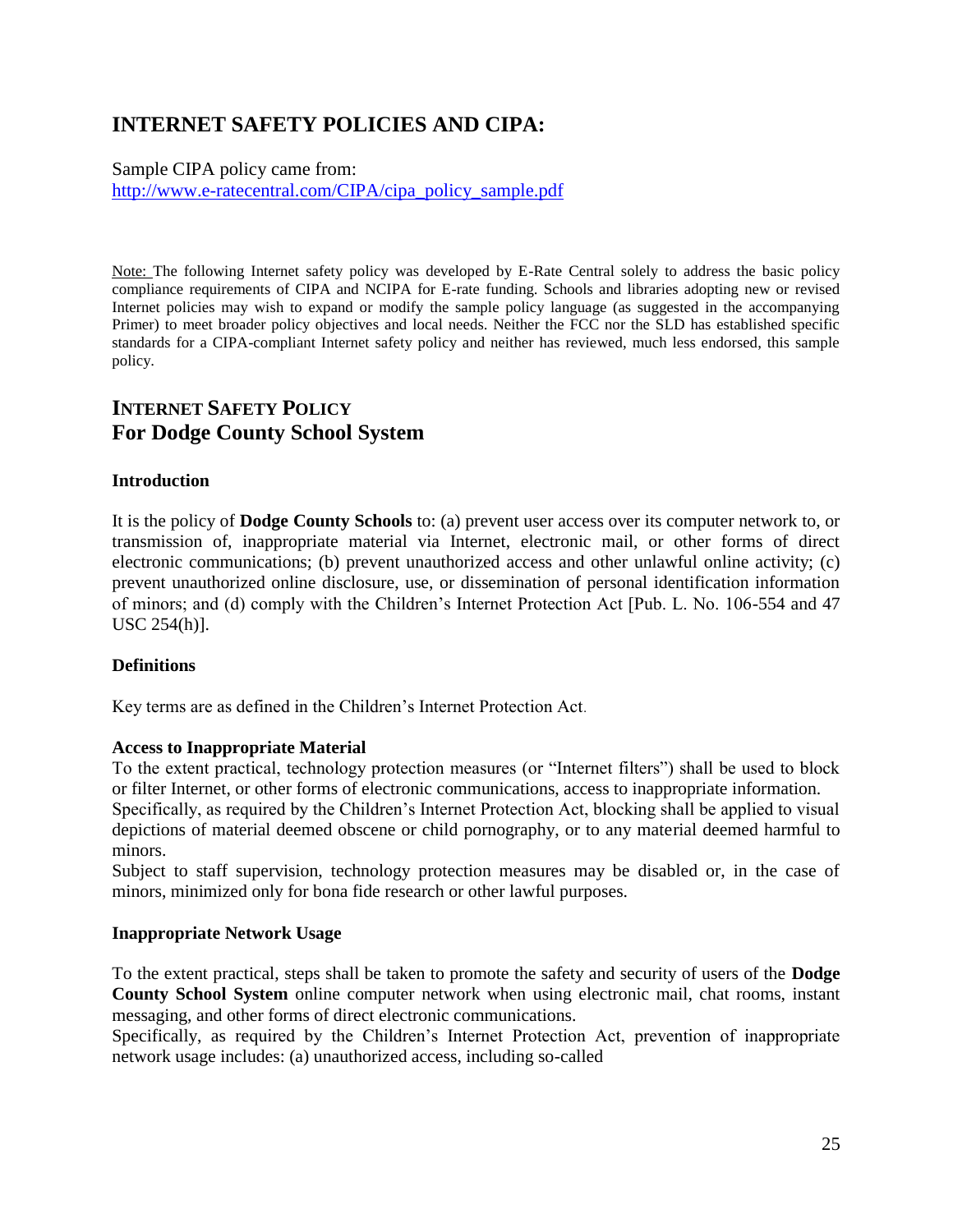## INTERNET SAFETY POLICIES AND CIPA:

Sample CIPA policy came from:
[http://www.e-ratecentral.com/CIPA/cipa_policy_sample.pdf](http://www.e-ratecentral.com/CIPA/cipa_policy_sample.pdf)

Note: The following Internet safety policy was developed by E-Rate Central solely to address the basic policy compliance requirements of CIPA and NCIPA for E-rate funding. Schools and libraries adopting new or revised Internet policies may wish to expand or modify the sample policy language (as suggested in the accompanying Primer) to meet broader policy objectives and local needs. Neither the FCC nor the SLD has established specific standards for a CIPA-compliant Internet safety policy and neither has reviewed, much less endorsed, this sample policy.

## INTERNET SAFETY POLICY
## For Dodge County School System

### Introduction

It is the policy of **Dodge County Schools** to: (a) prevent user access over its computer network to, or transmission of, inappropriate material via Internet, electronic mail, or other forms of direct electronic communications; (b) prevent unauthorized access and other unlawful online activity; (c) prevent unauthorized online disclosure, use, or dissemination of personal identification information of minors; and (d) comply with the Children's Internet Protection Act [Pub. L. No. 106-554 and 47 USC 254(h)].

### Definitions

Key terms are as defined in the Children's Internet Protection Act.

### Access to Inappropriate Material

To the extent practical, technology protection measures (or "Internet filters") shall be used to block or filter Internet, or other forms of electronic communications, access to inappropriate information.
Specifically, as required by the Children's Internet Protection Act, blocking shall be applied to visual depictions of material deemed obscene or child pornography, or to any material deemed harmful to minors.
Subject to staff supervision, technology protection measures may be disabled or, in the case of minors, minimized only for bona fide research or other lawful purposes.

### Inappropriate Network Usage

To the extent practical, steps shall be taken to promote the safety and security of users of the **Dodge County School System** online computer network when using electronic mail, chat rooms, instant messaging, and other forms of direct electronic communications.
Specifically, as required by the Children's Internet Protection Act, prevention of inappropriate network usage includes: (a) unauthorized access, including so-called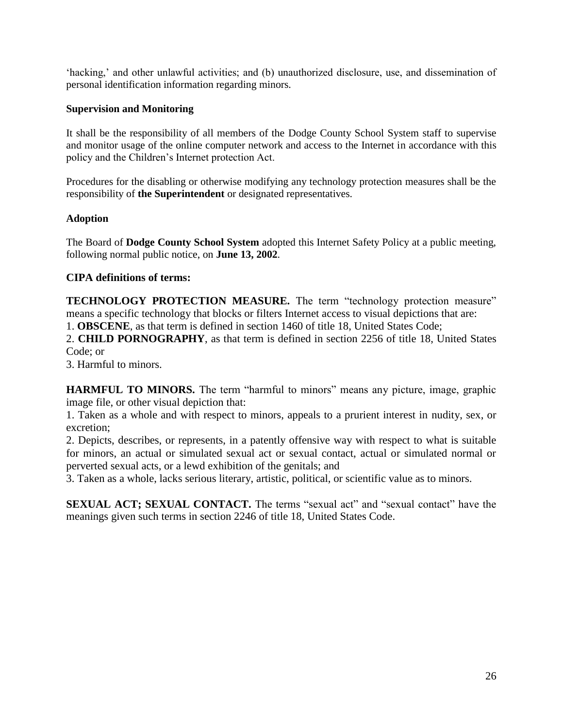'hacking,' and other unlawful activities; and (b) unauthorized disclosure, use, and dissemination of personal identification information regarding minors.

**Supervision and Monitoring**

It shall be the responsibility of all members of the Dodge County School System staff to supervise and monitor usage of the online computer network and access to the Internet in accordance with this policy and the Children's Internet protection Act.

Procedures for the disabling or otherwise modifying any technology protection measures shall be the responsibility of **the Superintendent** or designated representatives.

**Adoption**

The Board of **Dodge County School System** adopted this Internet Safety Policy at a public meeting, following normal public notice, on **June 13, 2002**.

**CIPA definitions of terms:**

**TECHNOLOGY PROTECTION MEASURE.** The term "technology protection measure" means a specific technology that blocks or filters Internet access to visual depictions that are:
1. **OBSCENE**, as that term is defined in section 1460 of title 18, United States Code;
2. **CHILD PORNOGRAPHY**, as that term is defined in section 2256 of title 18, United States Code; or
3. Harmful to minors.

**HARMFUL TO MINORS.** The term "harmful to minors" means any picture, image, graphic image file, or other visual depiction that:
1. Taken as a whole and with respect to minors, appeals to a prurient interest in nudity, sex, or excretion;
2. Depicts, describes, or represents, in a patently offensive way with respect to what is suitable for minors, an actual or simulated sexual act or sexual contact, actual or simulated normal or perverted sexual acts, or a lewd exhibition of the genitals; and
3. Taken as a whole, lacks serious literary, artistic, political, or scientific value as to minors.

**SEXUAL ACT; SEXUAL CONTACT.** The terms "sexual act" and "sexual contact" have the meanings given such terms in section 2246 of title 18, United States Code.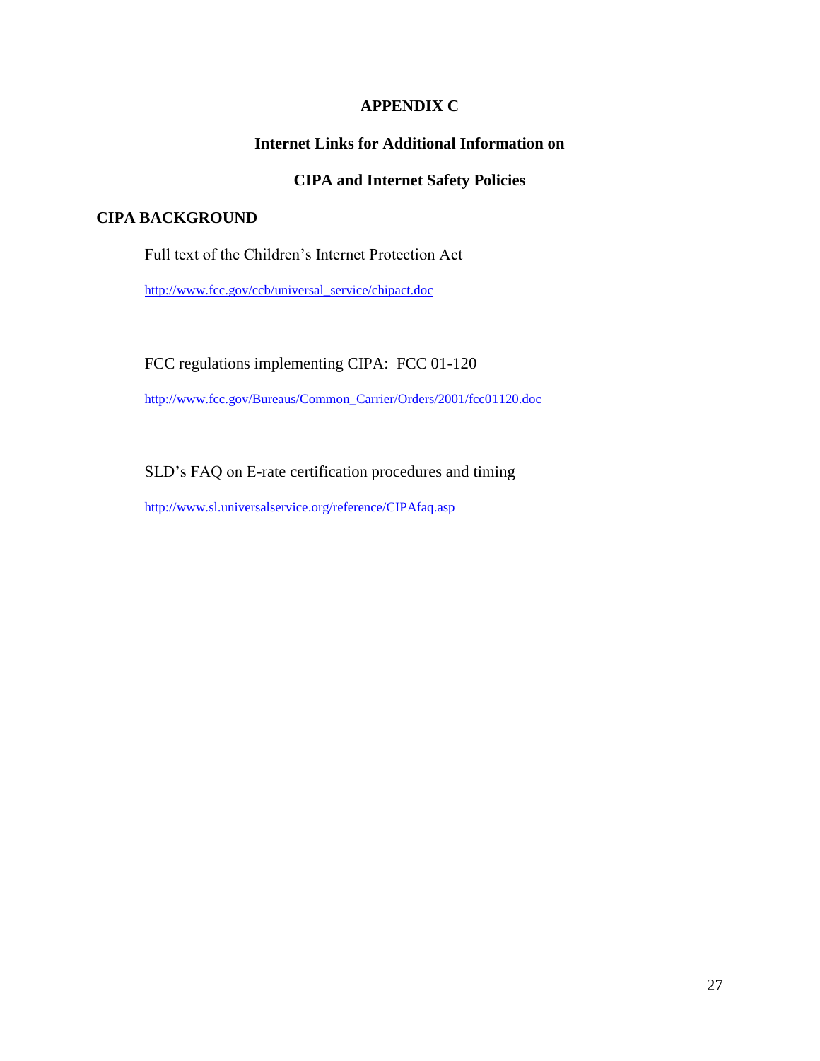# APPENDIX C

## Internet Links for Additional Information on

## CIPA and Internet Safety Policies

### CIPA BACKGROUND

Full text of the Children's Internet Protection Act

http://www.fcc.gov/ccb/universal_service/chipact.doc

FCC regulations implementing CIPA: FCC 01-120

http://www.fcc.gov/Bureaus/Common_Carrier/Orders/2001/fcc01120.doc

SLD's FAQ on E-rate certification procedures and timing

http://www.sl.universalservice.org/reference/CIPAfaq.asp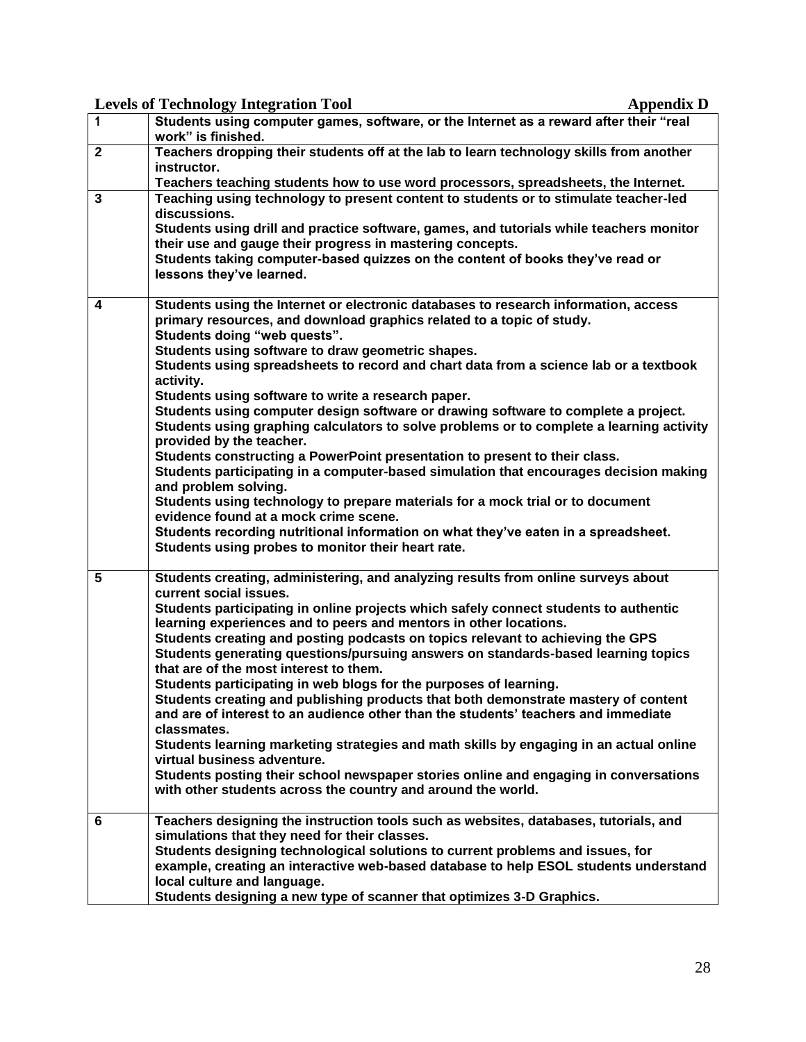**Levels of Technology Integration Tool** **Appendix D**

| | |
|---|---|
| **1** | **Students using computer games, software, or the Internet as a reward after their "real work" is finished.** |
| **2** | **Teachers dropping their students off at the lab to learn technology skills from another instructor.**<br>**Teachers teaching students how to use word processors, spreadsheets, the Internet.** |
| **3** | **Teaching using technology to present content to students or to stimulate teacher-led discussions.**<br>**Students using drill and practice software, games, and tutorials while teachers monitor their use and gauge their progress in mastering concepts.**<br>**Students taking computer-based quizzes on the content of books they've read or lessons they've learned.** |
| **4** | **Students using the Internet or electronic databases to research information, access primary resources, and download graphics related to a topic of study.**<br>**Students doing "web quests".**<br>**Students using software to draw geometric shapes.**<br>**Students using spreadsheets to record and chart data from a science lab or a textbook activity.**<br>**Students using software to write a research paper.**<br>**Students using computer design software or drawing software to complete a project.**<br>**Students using graphing calculators to solve problems or to complete a learning activity provided by the teacher.**<br>**Students constructing a PowerPoint presentation to present to their class.**<br>**Students participating in a computer-based simulation that encourages decision making and problem solving.**<br>**Students using technology to prepare materials for a mock trial or to document evidence found at a mock crime scene.**<br>**Students recording nutritional information on what they've eaten in a spreadsheet.**<br>**Students using probes to monitor their heart rate.** |
| **5** | **Students creating, administering, and analyzing results from online surveys about current social issues.**<br>**Students participating in online projects which safely connect students to authentic learning experiences and to peers and mentors in other locations.**<br>**Students creating and posting podcasts on topics relevant to achieving the GPS**<br>**Students generating questions/pursuing answers on standards-based learning topics that are of the most interest to them.**<br>**Students participating in web blogs for the purposes of learning.**<br>**Students creating and publishing products that both demonstrate mastery of content and are of interest to an audience other than the students' teachers and immediate classmates.**<br>**Students learning marketing strategies and math skills by engaging in an actual online virtual business adventure.**<br>**Students posting their school newspaper stories online and engaging in conversations with other students across the country and around the world.** |
| **6** | **Teachers designing the instruction tools such as websites, databases, tutorials, and simulations that they need for their classes.**<br>**Students designing technological solutions to current problems and issues, for example, creating an interactive web-based database to help ESOL students understand local culture and language.**<br>**Students designing a new type of scanner that optimizes 3-D Graphics.** |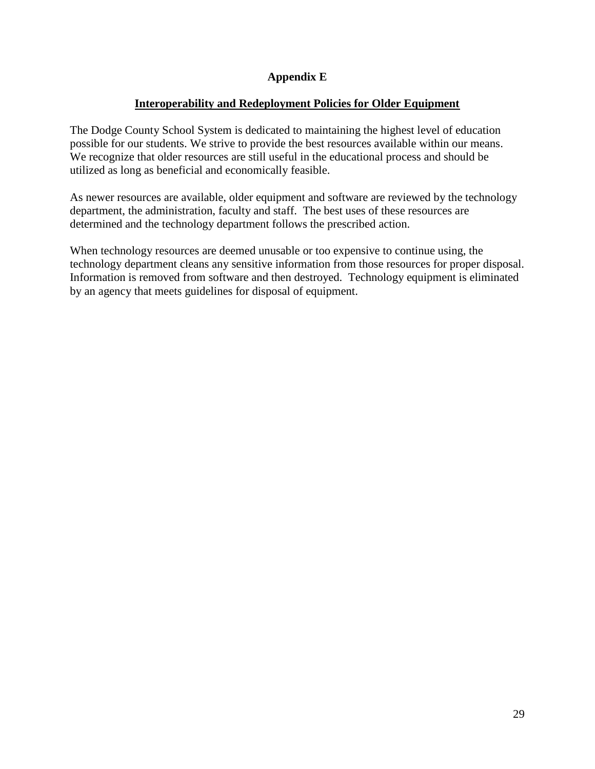# Appendix E

## Interoperability and Redeployment Policies for Older Equipment

The Dodge County School System is dedicated to maintaining the highest level of education possible for our students. We strive to provide the best resources available within our means. We recognize that older resources are still useful in the educational process and should be utilized as long as beneficial and economically feasible.

As newer resources are available, older equipment and software are reviewed by the technology department, the administration, faculty and staff. The best uses of these resources are determined and the technology department follows the prescribed action.

When technology resources are deemed unusable or too expensive to continue using, the technology department cleans any sensitive information from those resources for proper disposal. Information is removed from software and then destroyed. Technology equipment is eliminated by an agency that meets guidelines for disposal of equipment.